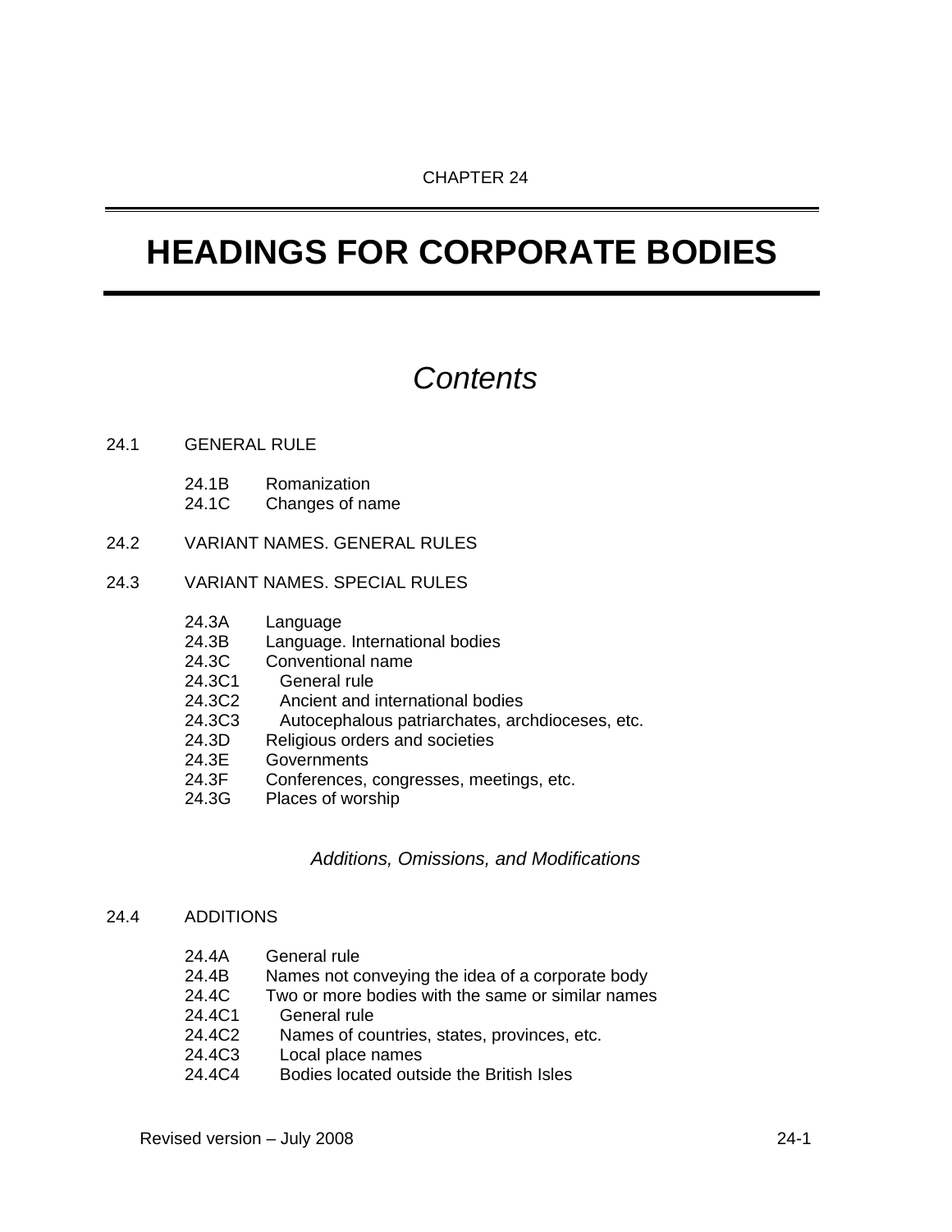CHAPTER 24

# HEADINGS FOR CORPORATE BODIES

## *Contents*

24.1 GENERAL RULE

- 24.1B Romanization
- 24.1C Changes of name

24.2 VARIANT NAMES. GENERAL RULES

24.3 VARIANT NAMES. SPECIAL RULES

- 24.3A Language
- 24.3B Language. International bodies
- 24.3C Conventional name
- 24.3C1 General rule
- 24.3C2 Ancient and international bodies
- 24.3C3 Autocephalous patriarchates, archdioceses, etc.
- 24.3D Religious orders and societies
- 24.3E Governments
- 24.3F Conferences, congresses, meetings, etc.
- 24.3G Places of worship

### *Additions, Omissions, and Modifications*

24.4 ADDITIONS

- 24.4A General rule
- 24.4B Names not conveying the idea of a corporate body
- 24.4C Two or more bodies with the same or similar names
- 24.4C1 General rule
- 24.4C2 Names of countries, states, provinces, etc.
- 24.4C3 Local place names
- 24.4C4 Bodies located outside the British Isles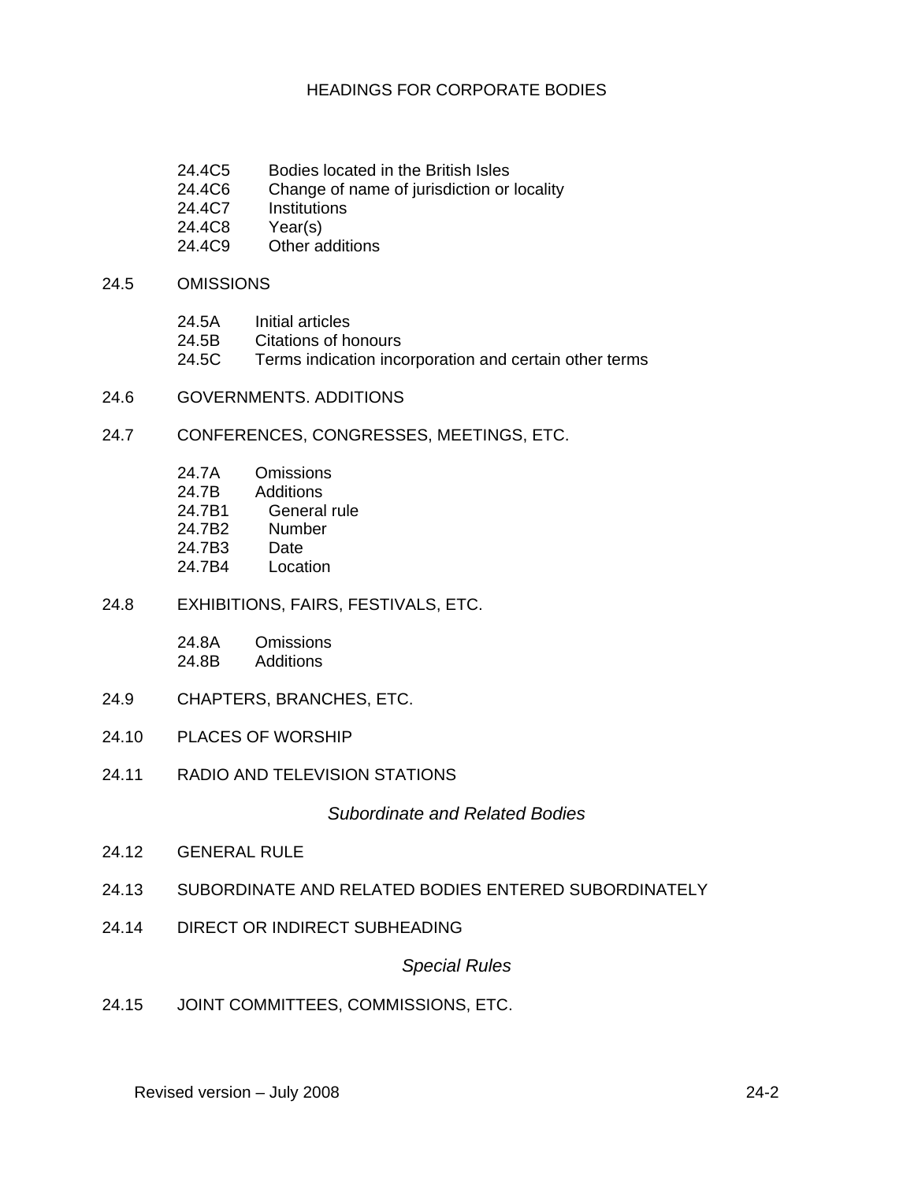24.4C5 Bodies located in the British Isles
24.4C6 Change of name of jurisdiction or locality
24.4C7 Institutions
24.4C8 Year(s)
24.4C9 Other additions

24.5 OMISSIONS

24.5A Initial articles
24.5B Citations of honours
24.5C Terms indication incorporation and certain other terms

24.6 GOVERNMENTS. ADDITIONS

24.7 CONFERENCES, CONGRESSES, MEETINGS, ETC.

24.7A Omissions
24.7B Additions
24.7B1 General rule
24.7B2 Number
24.7B3 Date
24.7B4 Location

24.8 EXHIBITIONS, FAIRS, FESTIVALS, ETC.

24.8A Omissions
24.8B Additions

24.9 CHAPTERS, BRANCHES, ETC.

24.10 PLACES OF WORSHIP

24.11 RADIO AND TELEVISION STATIONS

*Subordinate and Related Bodies*

24.12 GENERAL RULE

24.13 SUBORDINATE AND RELATED BODIES ENTERED SUBORDINATELY

24.14 DIRECT OR INDIRECT SUBHEADING

*Special Rules*

24.15 JOINT COMMITTEES, COMMISSIONS, ETC.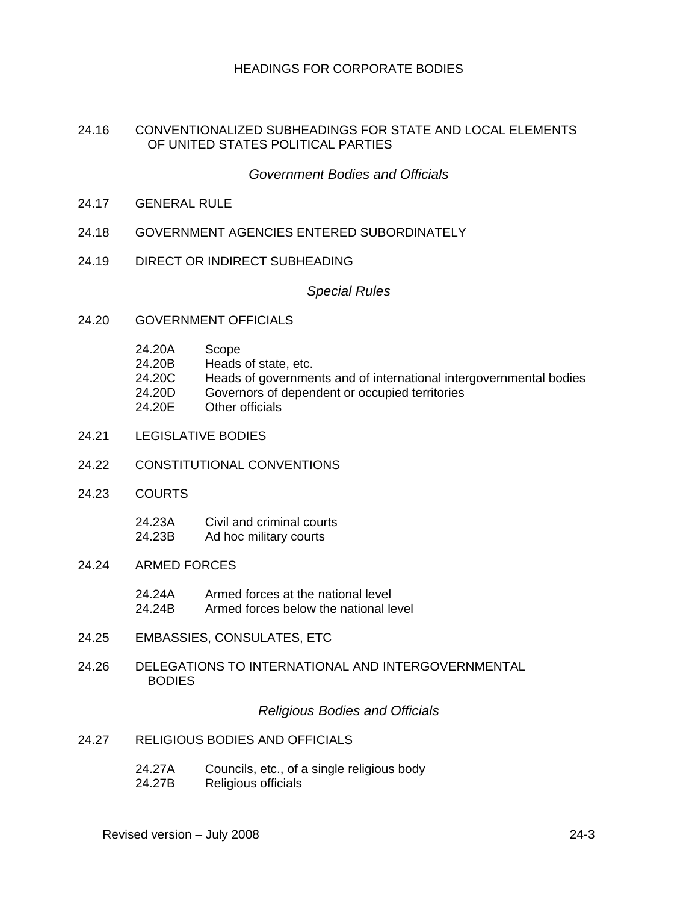24.16 CONVENTIONALIZED SUBHEADINGS FOR STATE AND LOCAL ELEMENTS OF UNITED STATES POLITICAL PARTIES

*Government Bodies and Officials*

24.17 GENERAL RULE

24.18 GOVERNMENT AGENCIES ENTERED SUBORDINATELY

24.19 DIRECT OR INDIRECT SUBHEADING

*Special Rules*

24.20 GOVERNMENT OFFICIALS

- 24.20A Scope
- 24.20B Heads of state, etc.
- 24.20C Heads of governments and of international intergovernmental bodies
- 24.20D Governors of dependent or occupied territories
- 24.20E Other officials

24.21 LEGISLATIVE BODIES

24.22 CONSTITUTIONAL CONVENTIONS

24.23 COURTS

- 24.23A Civil and criminal courts
- 24.23B Ad hoc military courts

24.24 ARMED FORCES

- 24.24A Armed forces at the national level
- 24.24B Armed forces below the national level

24.25 EMBASSIES, CONSULATES, ETC

24.26 DELEGATIONS TO INTERNATIONAL AND INTERGOVERNMENTAL BODIES

*Religious Bodies and Officials*

24.27 RELIGIOUS BODIES AND OFFICIALS

- 24.27A Councils, etc., of a single religious body
- 24.27B Religious officials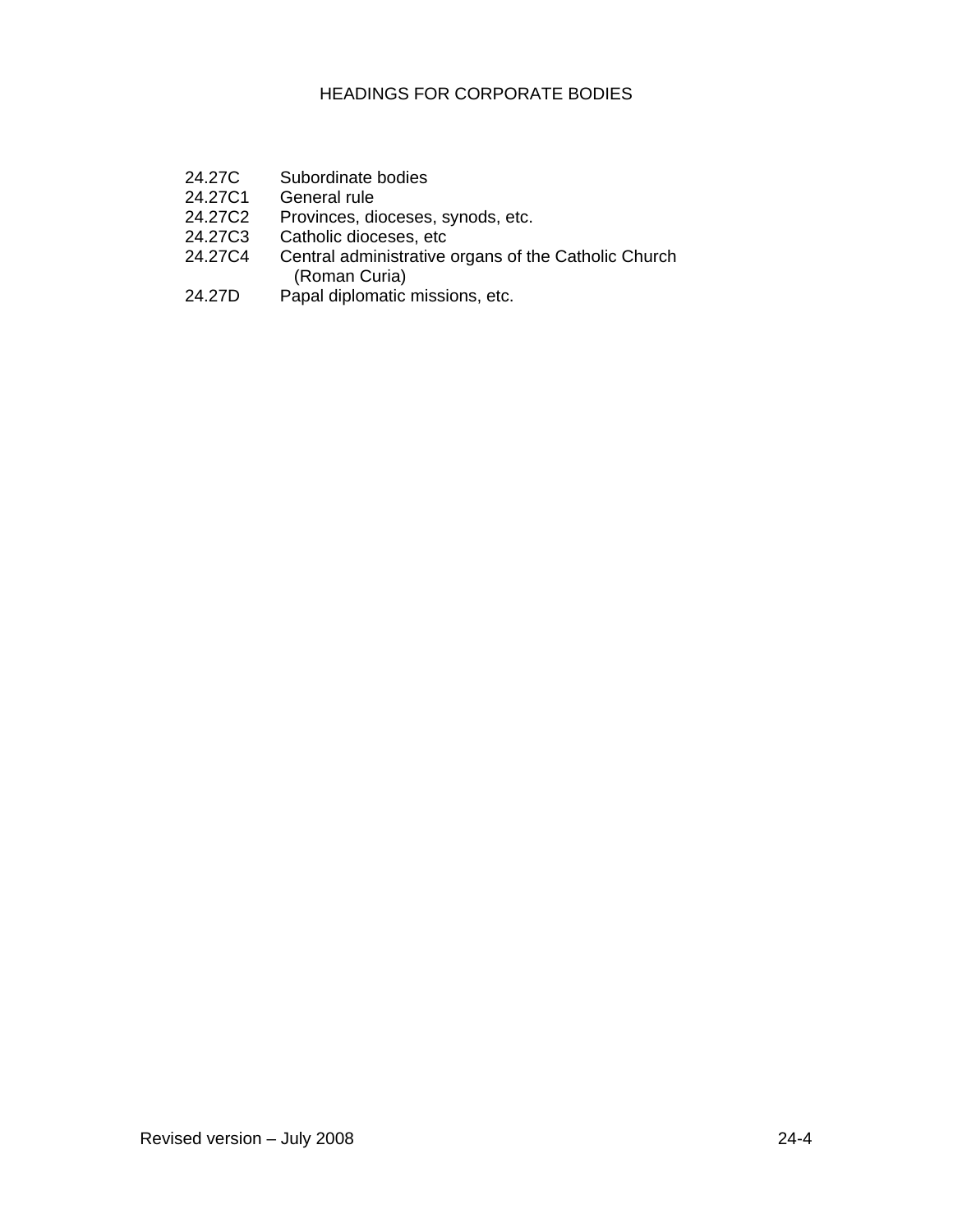24.27C Subordinate bodies
24.27C1 General rule
24.27C2 Provinces, dioceses, synods, etc.
24.27C3 Catholic dioceses, etc
24.27C4 Central administrative organs of the Catholic Church (Roman Curia)
24.27D Papal diplomatic missions, etc.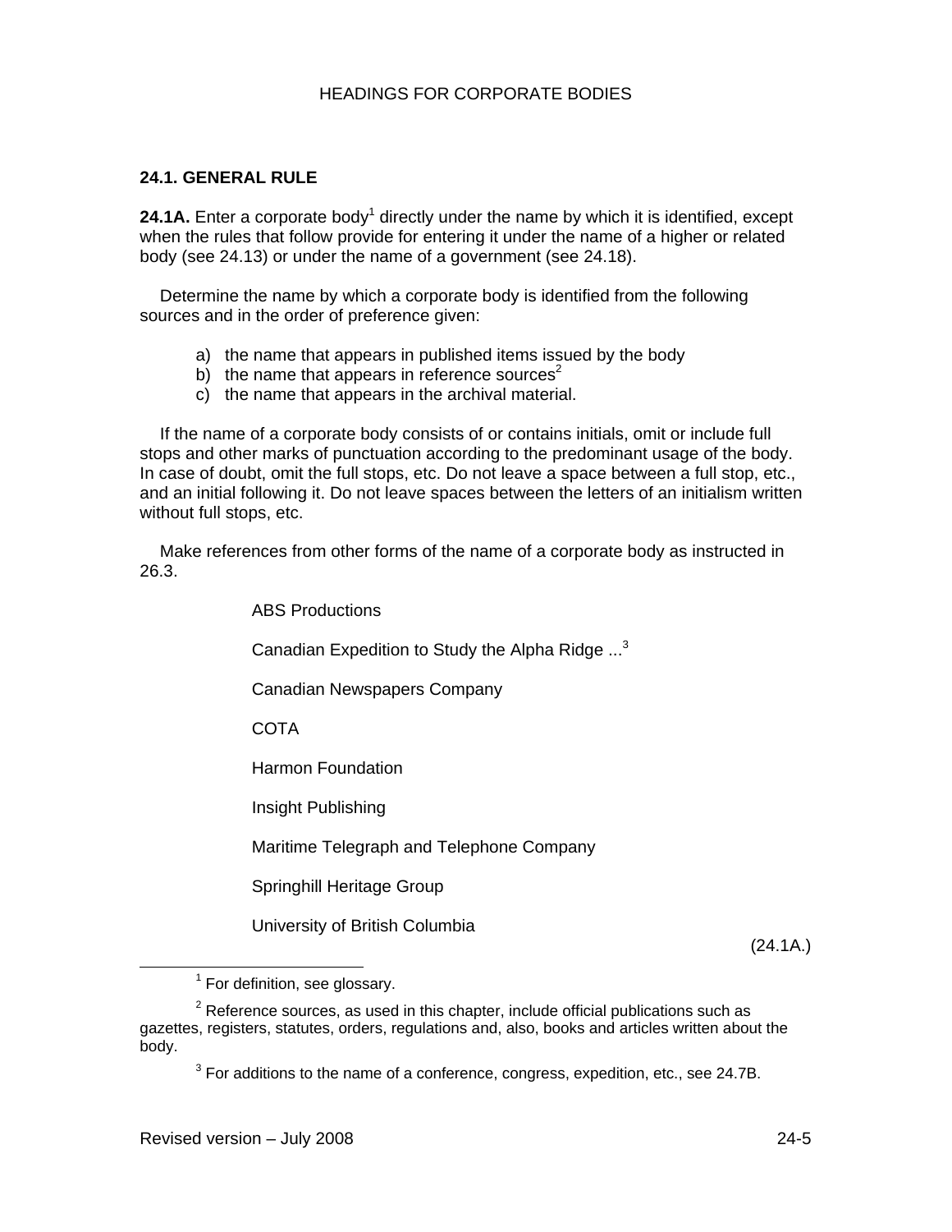## 24.1. GENERAL RULE

**24.1A.** Enter a corporate body[1] directly under the name by which it is identified, except when the rules that follow provide for entering it under the name of a higher or related body (see 24.13) or under the name of a government (see 24.18).

Determine the name by which a corporate body is identified from the following sources and in the order of preference given:

a) the name that appears in published items issued by the body
b) the name that appears in reference sources[2]
c) the name that appears in the archival material.

If the name of a corporate body consists of or contains initials, omit or include full stops and other marks of punctuation according to the predominant usage of the body. In case of doubt, omit the full stops, etc. Do not leave a space between a full stop, etc., and an initial following it. Do not leave spaces between the letters of an initialism written without full stops, etc.

Make references from other forms of the name of a corporate body as instructed in 26.3.

> ABS Productions
>
> Canadian Expedition to Study the Alpha Ridge ...[3]
>
> Canadian Newspapers Company
>
> COTA
>
> Harmon Foundation
>
> Insight Publishing
>
> Maritime Telegraph and Telephone Company
>
> Springhill Heritage Group
>
> University of British Columbia

(24.1A.)

---

[1] For definition, see glossary.

[2] Reference sources, as used in this chapter, include official publications such as gazettes, registers, statutes, orders, regulations and, also, books and articles written about the body.

[3] For additions to the name of a conference, congress, expedition, etc., see 24.7B.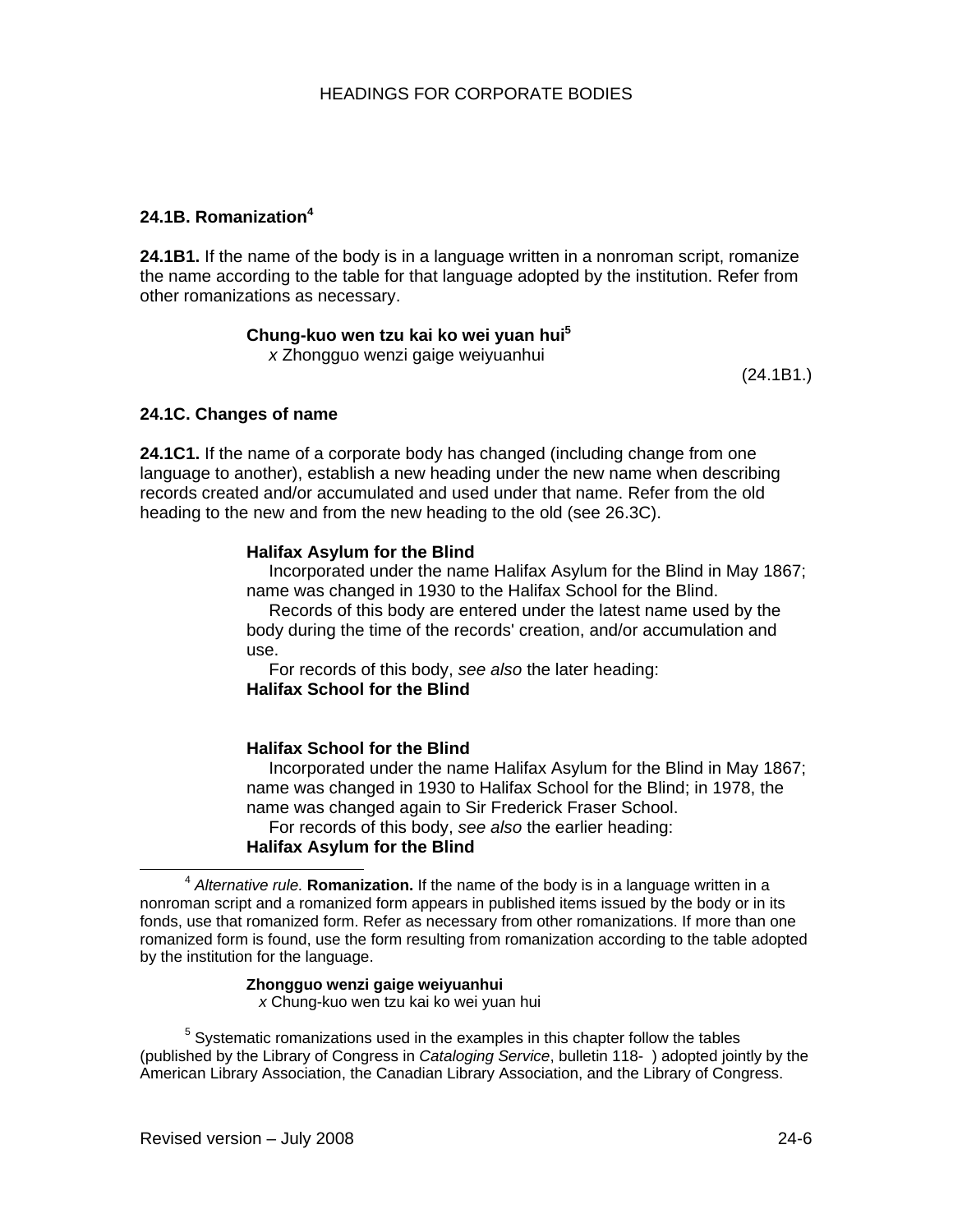### 24.1B. Romanization[4]

**24.1B1.** If the name of the body is in a language written in a nonroman script, romanize the name according to the table for that language adopted by the institution. Refer from other romanizations as necessary.

> **Chung-kuo wen tzu kai ko wei yuan hui**[5]
> *x* Zhongguo wenzi gaige weiyuanhui

(24.1B1.)

### 24.1C. Changes of name

**24.1C1.** If the name of a corporate body has changed (including change from one language to another), establish a new heading under the new name when describing records created and/or accumulated and used under that name. Refer from the old heading to the new and from the new heading to the old (see 26.3C).

> **Halifax Asylum for the Blind**
> Incorporated under the name Halifax Asylum for the Blind in May 1867; name was changed in 1930 to the Halifax School for the Blind.
> Records of this body are entered under the latest name used by the body during the time of the records' creation, and/or accumulation and use.
> For records of this body, *see also* the later heading:
> **Halifax School for the Blind**

> **Halifax School for the Blind**
> Incorporated under the name Halifax Asylum for the Blind in May 1867; name was changed in 1930 to Halifax School for the Blind; in 1978, the name was changed again to Sir Frederick Fraser School.
> For records of this body, *see also* the earlier heading:
> **Halifax Asylum for the Blind**

---

[4] *Alternative rule.* **Romanization.** If the name of the body is in a language written in a nonroman script and a romanized form appears in published items issued by the body or in its fonds, use that romanized form. Refer as necessary from other romanizations. If more than one romanized form is found, use the form resulting from romanization according to the table adopted by the institution for the language.

> **Zhongguo wenzi gaige weiyuanhui**
> *x* Chung-kuo wen tzu kai ko wei yuan hui

[5] Systematic romanizations used in the examples in this chapter follow the tables (published by the Library of Congress in *Cataloging Service*, bulletin 118- ) adopted jointly by the American Library Association, the Canadian Library Association, and the Library of Congress.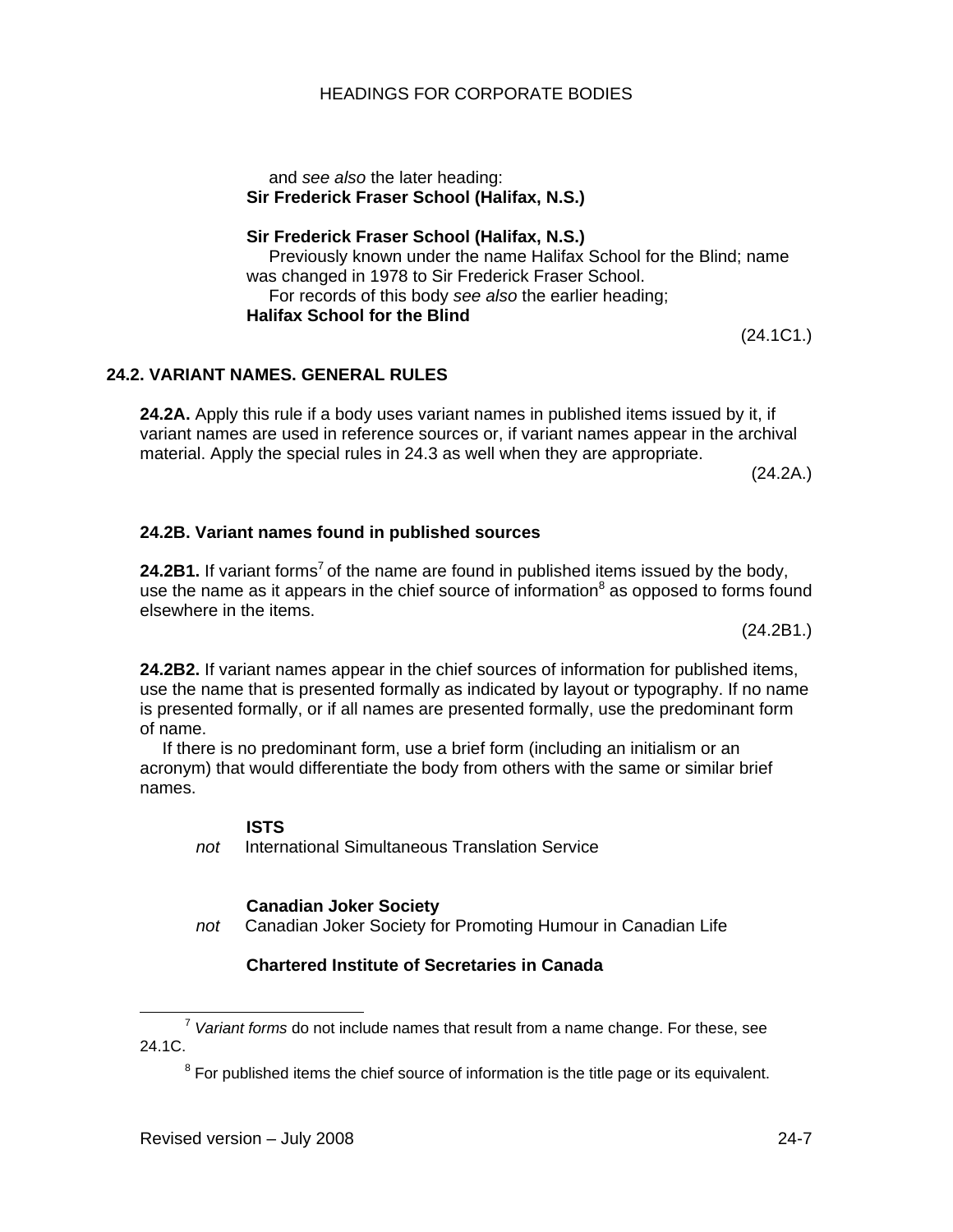and *see also* the later heading:
**Sir Frederick Fraser School (Halifax, N.S.)**

**Sir Frederick Fraser School (Halifax, N.S.)**
Previously known under the name Halifax School for the Blind; name was changed in 1978 to Sir Frederick Fraser School.
For records of this body *see also* the earlier heading;
**Halifax School for the Blind**

(24.1C1.)

## 24.2. VARIANT NAMES. GENERAL RULES

**24.2A.** Apply this rule if a body uses variant names in published items issued by it, if variant names are used in reference sources or, if variant names appear in the archival material. Apply the special rules in 24.3 as well when they are appropriate.

(24.2A.)

### 24.2B. Variant names found in published sources

**24.2B1.** If variant forms[7] of the name are found in published items issued by the body, use the name as it appears in the chief source of information[8] as opposed to forms found elsewhere in the items.

(24.2B1.)

**24.2B2.** If variant names appear in the chief sources of information for published items, use the name that is presented formally as indicated by layout or typography. If no name is presented formally, or if all names are presented formally, use the predominant form of name.

If there is no predominant form, use a brief form (including an initialism or an acronym) that would differentiate the body from others with the same or similar brief names.

**ISTS**
*not* International Simultaneous Translation Service

**Canadian Joker Society**
*not* Canadian Joker Society for Promoting Humour in Canadian Life

**Chartered Institute of Secretaries in Canada**

---

[7] *Variant forms* do not include names that result from a name change. For these, see 24.1C.

[8] For published items the chief source of information is the title page or its equivalent.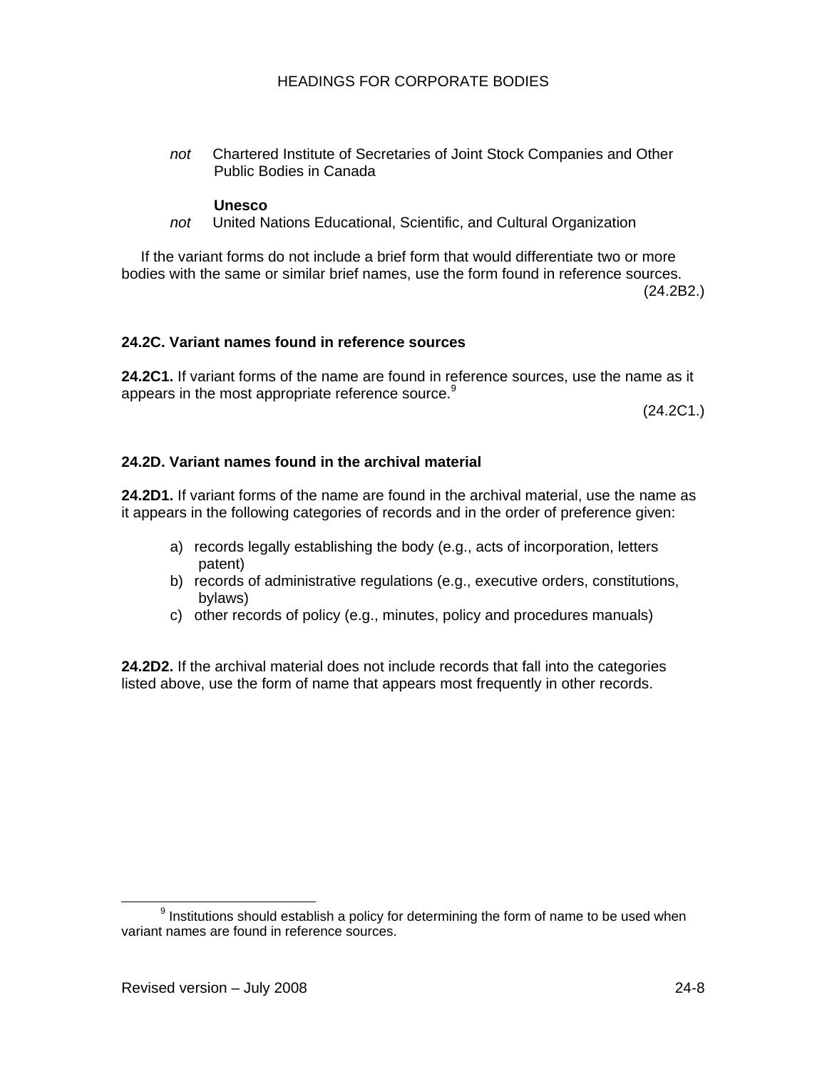*not* Chartered Institute of Secretaries of Joint Stock Companies and Other Public Bodies in Canada

**Unesco**
*not* United Nations Educational, Scientific, and Cultural Organization

If the variant forms do not include a brief form that would differentiate two or more bodies with the same or similar brief names, use the form found in reference sources. (24.2B2.)

### 24.2C. Variant names found in reference sources

**24.2C1.** If variant forms of the name are found in reference sources, use the name as it appears in the most appropriate reference source.[9] (24.2C1.)

### 24.2D. Variant names found in the archival material

**24.2D1.** If variant forms of the name are found in the archival material, use the name as it appears in the following categories of records and in the order of preference given:

a) records legally establishing the body (e.g., acts of incorporation, letters patent)
b) records of administrative regulations (e.g., executive orders, constitutions, bylaws)
c) other records of policy (e.g., minutes, policy and procedures manuals)

**24.2D2.** If the archival material does not include records that fall into the categories listed above, use the form of name that appears most frequently in other records.

[9] Institutions should establish a policy for determining the form of name to be used when variant names are found in reference sources.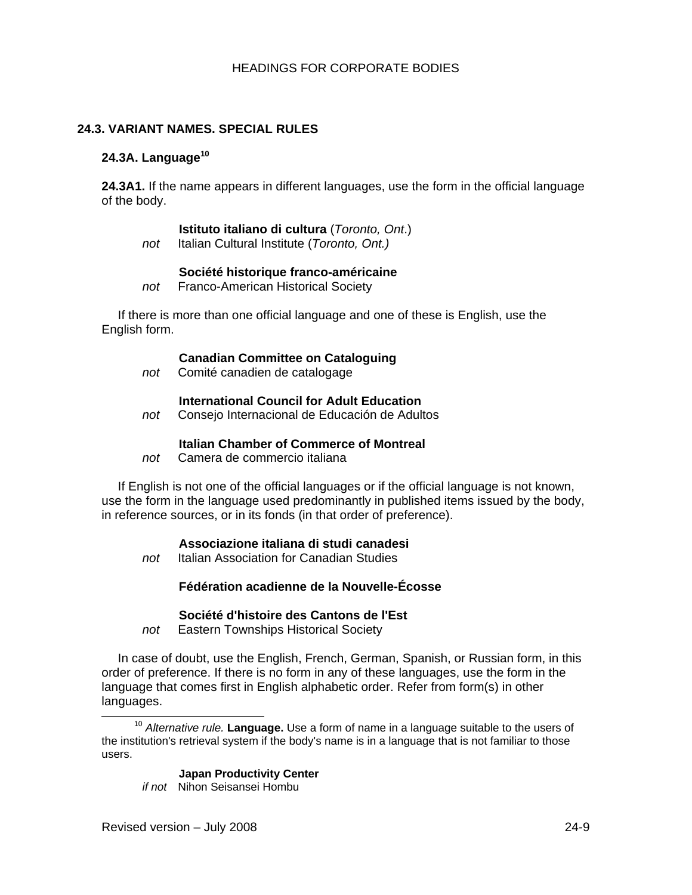## 24.3. VARIANT NAMES. SPECIAL RULES

### 24.3A. Language[10]

**24.3A1.** If the name appears in different languages, use the form in the official language of the body.

**Istituto italiano di cultura** (*Toronto, Ont*.)
*not* Italian Cultural Institute (*Toronto, Ont.)*

**Société historique franco-américaine**
*not* Franco-American Historical Society

If there is more than one official language and one of these is English, use the English form.

**Canadian Committee on Cataloguing**
*not* Comité canadien de catalogage

**International Council for Adult Education**
*not* Consejo Internacional de Educación de Adultos

**Italian Chamber of Commerce of Montreal**
*not* Camera de commercio italiana

If English is not one of the official languages or if the official language is not known, use the form in the language used predominantly in published items issued by the body, in reference sources, or in its fonds (in that order of preference).

**Associazione italiana di studi canadesi**
*not* Italian Association for Canadian Studies

**Fédération acadienne de la Nouvelle-Écosse**

**Société d'histoire des Cantons de l'Est**
*not* Eastern Townships Historical Society

In case of doubt, use the English, French, German, Spanish, or Russian form, in this order of preference. If there is no form in any of these languages, use the form in the language that comes first in English alphabetic order. Refer from form(s) in other languages.

---

[10] *Alternative rule.* **Language.** Use a form of name in a language suitable to the users of the institution's retrieval system if the body's name is in a language that is not familiar to those users.

**Japan Productivity Center**
*if not* Nihon Seisansei Hombu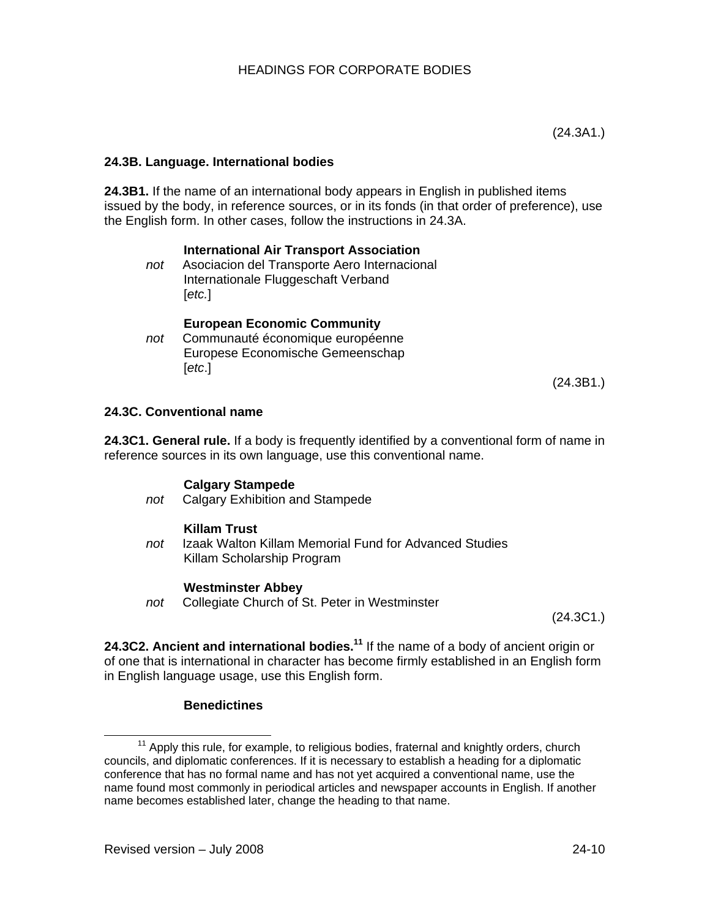(24.3A1.)

**24.3B. Language. International bodies**

**24.3B1.** If the name of an international body appears in English in published items issued by the body, in reference sources, or in its fonds (in that order of preference), use the English form. In other cases, follow the instructions in 24.3A.

> **International Air Transport Association**
> *not* Asociacion del Transporte Aero Internacional
> Internationale Fluggeschaft Verband
> [*etc.*]
>
> **European Economic Community**
> *not* Communauté économique européenne
> Europese Economische Gemeenschap
> [*etc*.]

(24.3B1.)

**24.3C. Conventional name**

**24.3C1. General rule.** If a body is frequently identified by a conventional form of name in reference sources in its own language, use this conventional name.

> **Calgary Stampede**
> *not* Calgary Exhibition and Stampede
>
> **Killam Trust**
> *not* Izaak Walton Killam Memorial Fund for Advanced Studies
> Killam Scholarship Program
>
> **Westminster Abbey**
> *not* Collegiate Church of St. Peter in Westminster

(24.3C1.)

**24.3C2. Ancient and international bodies.**[11] If the name of a body of ancient origin or of one that is international in character has become firmly established in an English form in English language usage, use this English form.

> **Benedictines**

---

[11] Apply this rule, for example, to religious bodies, fraternal and knightly orders, church councils, and diplomatic conferences. If it is necessary to establish a heading for a diplomatic conference that has no formal name and has not yet acquired a conventional name, use the name found most commonly in periodical articles and newspaper accounts in English. If another name becomes established later, change the heading to that name.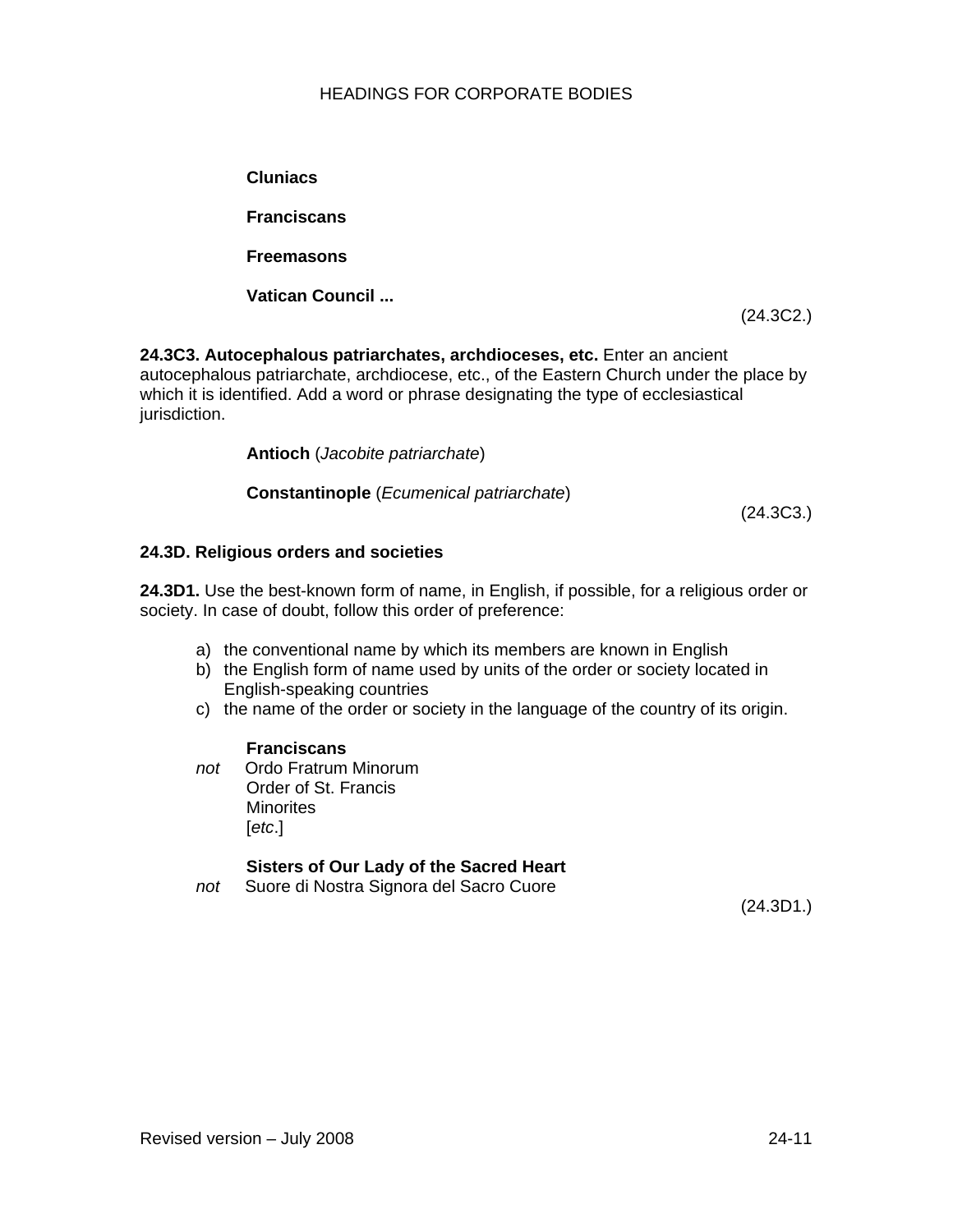**Cluniacs**

**Franciscans**

**Freemasons**

**Vatican Council ...**

(24.3C2.)

**24.3C3. Autocephalous patriarchates, archdioceses, etc.** Enter an ancient autocephalous patriarchate, archdiocese, etc., of the Eastern Church under the place by which it is identified. Add a word or phrase designating the type of ecclesiastical jurisdiction.

**Antioch** (*Jacobite patriarchate*)

**Constantinople** (*Ecumenical patriarchate*)

(24.3C3.)

**24.3D. Religious orders and societies**

**24.3D1.** Use the best-known form of name, in English, if possible, for a religious order or society. In case of doubt, follow this order of preference:

a) the conventional name by which its members are known in English
b) the English form of name used by units of the order or society located in English-speaking countries
c) the name of the order or society in the language of the country of its origin.

**Franciscans**
*not* Ordo Fratrum Minorum
Order of St. Francis
Minorites
[*etc*.]

**Sisters of Our Lady of the Sacred Heart**
*not* Suore di Nostra Signora del Sacro Cuore

(24.3D1.)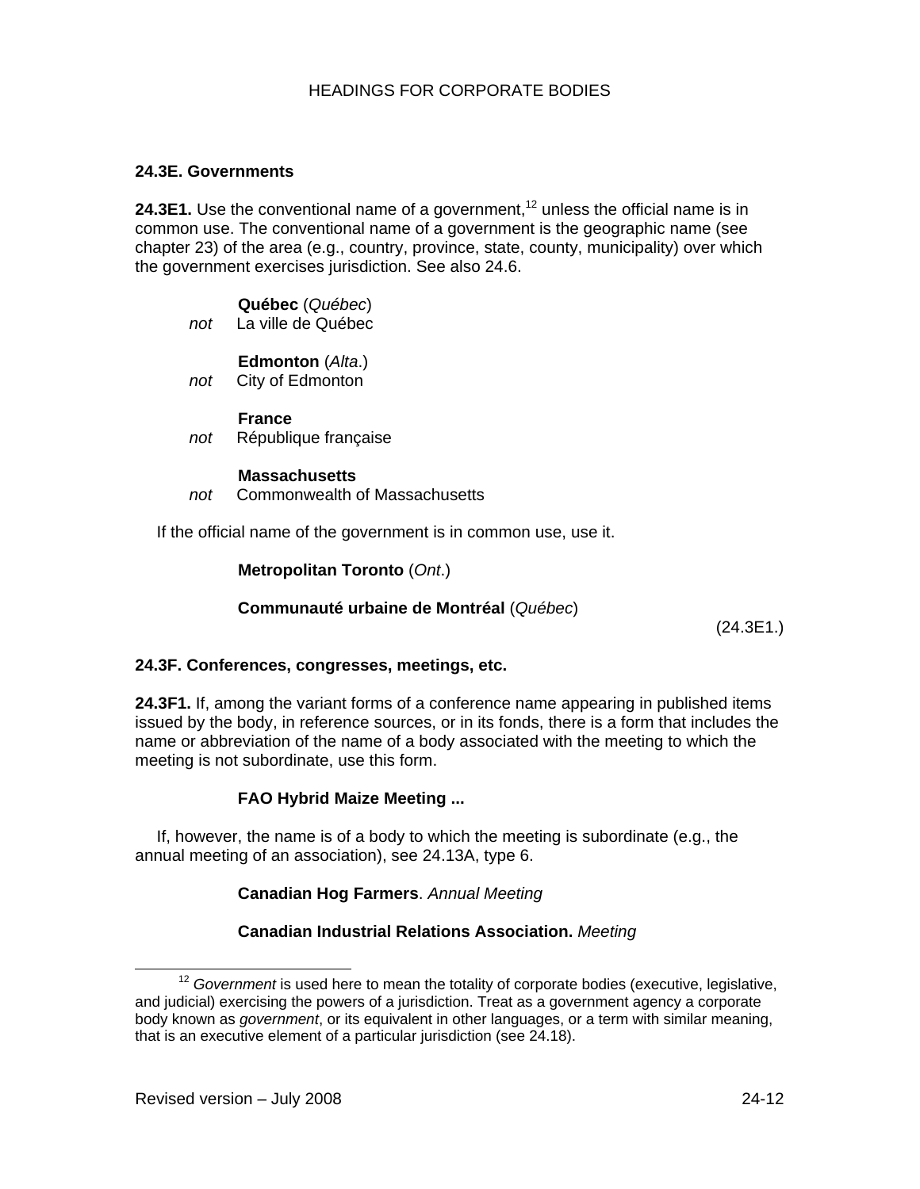### 24.3E. Governments

**24.3E1.** Use the conventional name of a government,[12] unless the official name is in common use. The conventional name of a government is the geographic name (see chapter 23) of the area (e.g., country, province, state, county, municipality) over which the government exercises jurisdiction. See also 24.6.

**Québec** (*Québec*)
*not* La ville de Québec

**Edmonton** (*Alta*.)
*not* City of Edmonton

**France**
*not* République française

**Massachusetts**
*not* Commonwealth of Massachusetts

If the official name of the government is in common use, use it.

**Metropolitan Toronto** (*Ont*.)

**Communauté urbaine de Montréal** (*Québec*)

(24.3E1.)

### 24.3F. Conferences, congresses, meetings, etc.

**24.3F1.** If, among the variant forms of a conference name appearing in published items issued by the body, in reference sources, or in its fonds, there is a form that includes the name or abbreviation of the name of a body associated with the meeting to which the meeting is not subordinate, use this form.

**FAO Hybrid Maize Meeting ...**

If, however, the name is of a body to which the meeting is subordinate (e.g., the annual meeting of an association), see 24.13A, type 6.

**Canadian Hog Farmers**. *Annual Meeting*

**Canadian Industrial Relations Association.** *Meeting*

---

[12] *Government* is used here to mean the totality of corporate bodies (executive, legislative, and judicial) exercising the powers of a jurisdiction. Treat as a government agency a corporate body known as *government*, or its equivalent in other languages, or a term with similar meaning, that is an executive element of a particular jurisdiction (see 24.18).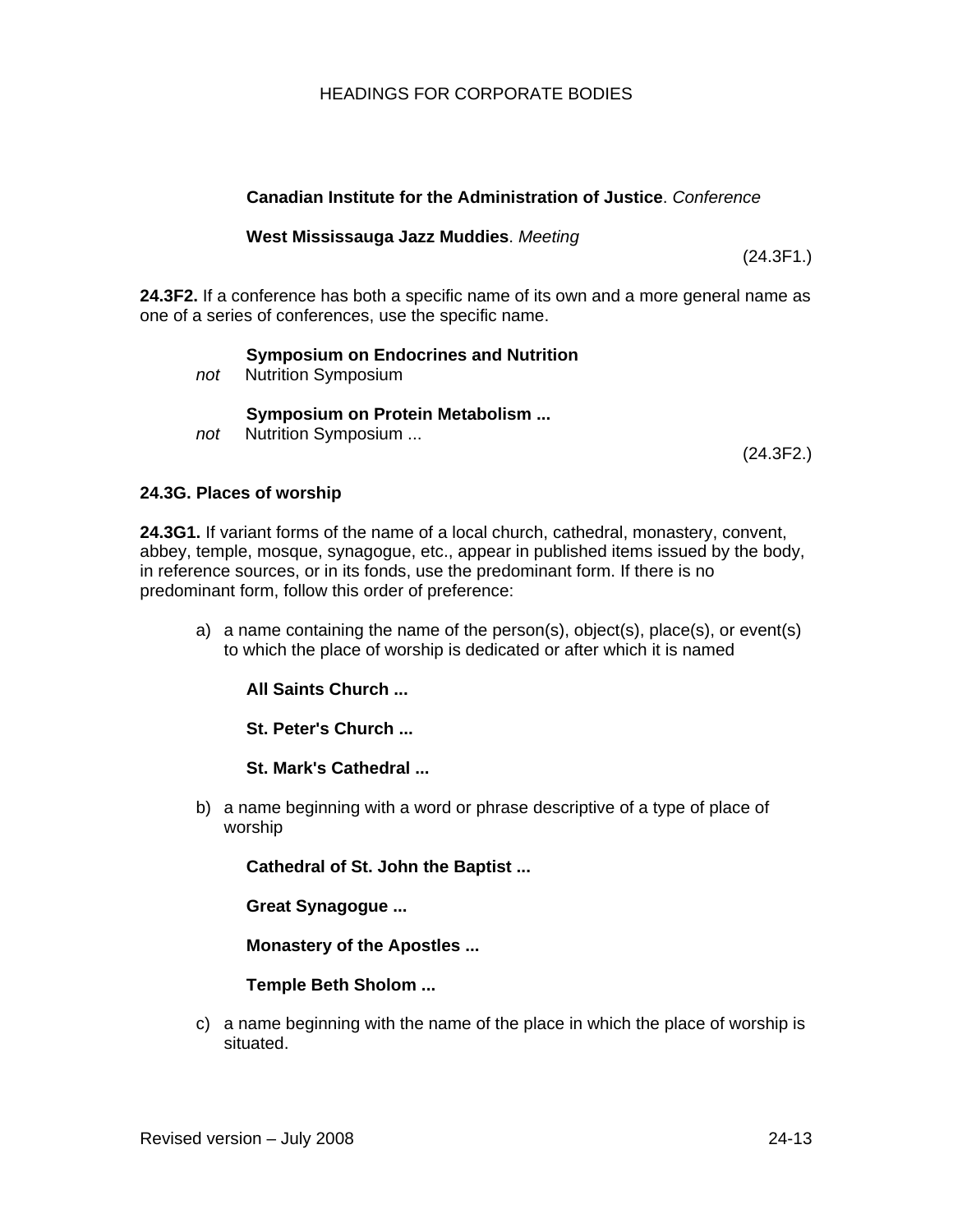**Canadian Institute for the Administration of Justice**. *Conference*

**West Mississauga Jazz Muddies**. *Meeting*

(24.3F1.)

**24.3F2.** If a conference has both a specific name of its own and a more general name as one of a series of conferences, use the specific name.

**Symposium on Endocrines and Nutrition**
*not* Nutrition Symposium

**Symposium on Protein Metabolism ...**
*not* Nutrition Symposium ...

(24.3F2.)

**24.3G. Places of worship**

**24.3G1.** If variant forms of the name of a local church, cathedral, monastery, convent, abbey, temple, mosque, synagogue, etc., appear in published items issued by the body, in reference sources, or in its fonds, use the predominant form. If there is no predominant form, follow this order of preference:

a) a name containing the name of the person(s), object(s), place(s), or event(s) to which the place of worship is dedicated or after which it is named

**All Saints Church ...**

**St. Peter's Church ...**

**St. Mark's Cathedral ...**

b) a name beginning with a word or phrase descriptive of a type of place of worship

**Cathedral of St. John the Baptist ...**

**Great Synagogue ...**

**Monastery of the Apostles ...**

**Temple Beth Sholom ...**

c) a name beginning with the name of the place in which the place of worship is situated.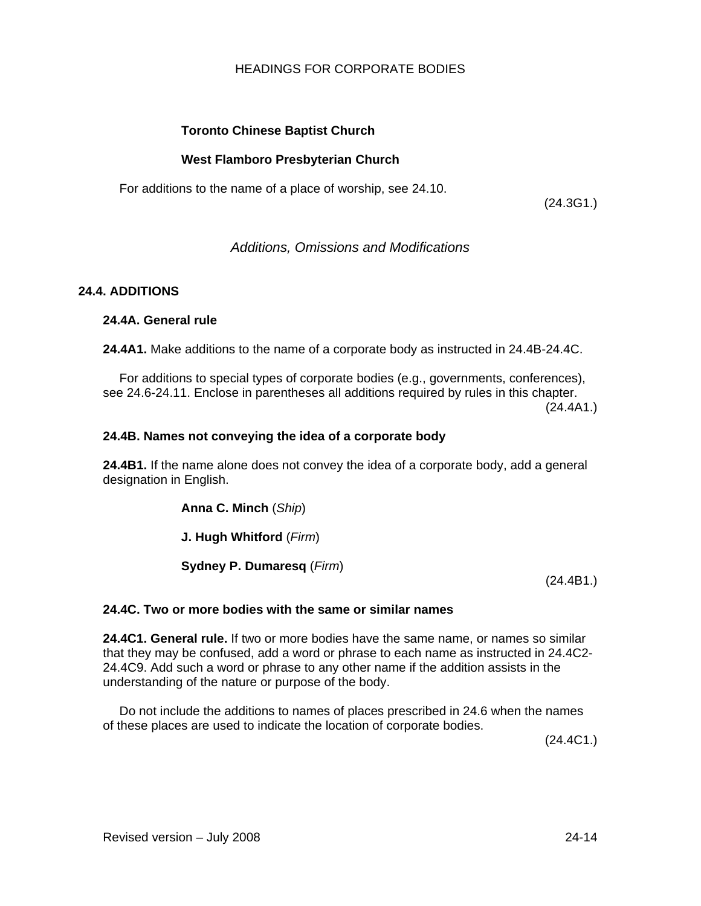**Toronto Chinese Baptist Church**

**West Flamboro Presbyterian Church**

For additions to the name of a place of worship, see 24.10.

(24.3G1.)

*Additions, Omissions and Modifications*

## 24.4. ADDITIONS

### 24.4A. General rule

**24.4A1.** Make additions to the name of a corporate body as instructed in 24.4B-24.4C.

For additions to special types of corporate bodies (e.g., governments, conferences), see 24.6-24.11. Enclose in parentheses all additions required by rules in this chapter.

(24.4A1.)

### 24.4B. Names not conveying the idea of a corporate body

**24.4B1.** If the name alone does not convey the idea of a corporate body, add a general designation in English.

**Anna C. Minch** (*Ship*)

**J. Hugh Whitford** (*Firm*)

**Sydney P. Dumaresq** (*Firm*)

(24.4B1.)

### 24.4C. Two or more bodies with the same or similar names

**24.4C1. General rule.** If two or more bodies have the same name, or names so similar that they may be confused, add a word or phrase to each name as instructed in 24.4C2-24.4C9. Add such a word or phrase to any other name if the addition assists in the understanding of the nature or purpose of the body.

Do not include the additions to names of places prescribed in 24.6 when the names of these places are used to indicate the location of corporate bodies.

(24.4C1.)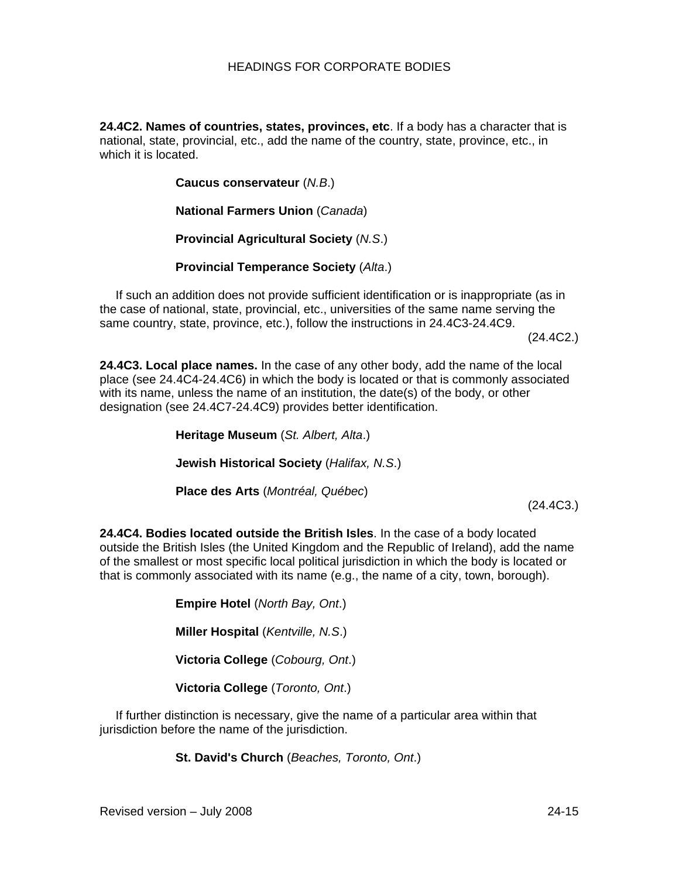**24.4C2. Names of countries, states, provinces, etc**. If a body has a character that is national, state, provincial, etc., add the name of the country, state, province, etc., in which it is located.

> **Caucus conservateur** (*N.B*.)
>
> **National Farmers Union** (*Canada*)
>
> **Provincial Agricultural Society** (*N.S*.)
>
> **Provincial Temperance Society** (*Alta*.)

If such an addition does not provide sufficient identification or is inappropriate (as in the case of national, state, provincial, etc., universities of the same name serving the same country, state, province, etc.), follow the instructions in 24.4C3-24.4C9.

(24.4C2.)

**24.4C3. Local place names.** In the case of any other body, add the name of the local place (see 24.4C4-24.4C6) in which the body is located or that is commonly associated with its name, unless the name of an institution, the date(s) of the body, or other designation (see 24.4C7-24.4C9) provides better identification.

> **Heritage Museum** (*St. Albert, Alta*.)
>
> **Jewish Historical Society** (*Halifax, N.S*.)
>
> **Place des Arts** (*Montréal, Québec*)

(24.4C3.)

**24.4C4. Bodies located outside the British Isles**. In the case of a body located outside the British Isles (the United Kingdom and the Republic of Ireland), add the name of the smallest or most specific local political jurisdiction in which the body is located or that is commonly associated with its name (e.g., the name of a city, town, borough).

> **Empire Hotel** (*North Bay, Ont*.)
>
> **Miller Hospital** (*Kentville, N.S*.)
>
> **Victoria College** (*Cobourg, Ont*.)
>
> **Victoria College** (*Toronto, Ont*.)

If further distinction is necessary, give the name of a particular area within that jurisdiction before the name of the jurisdiction.

> **St. David's Church** (*Beaches, Toronto, Ont*.)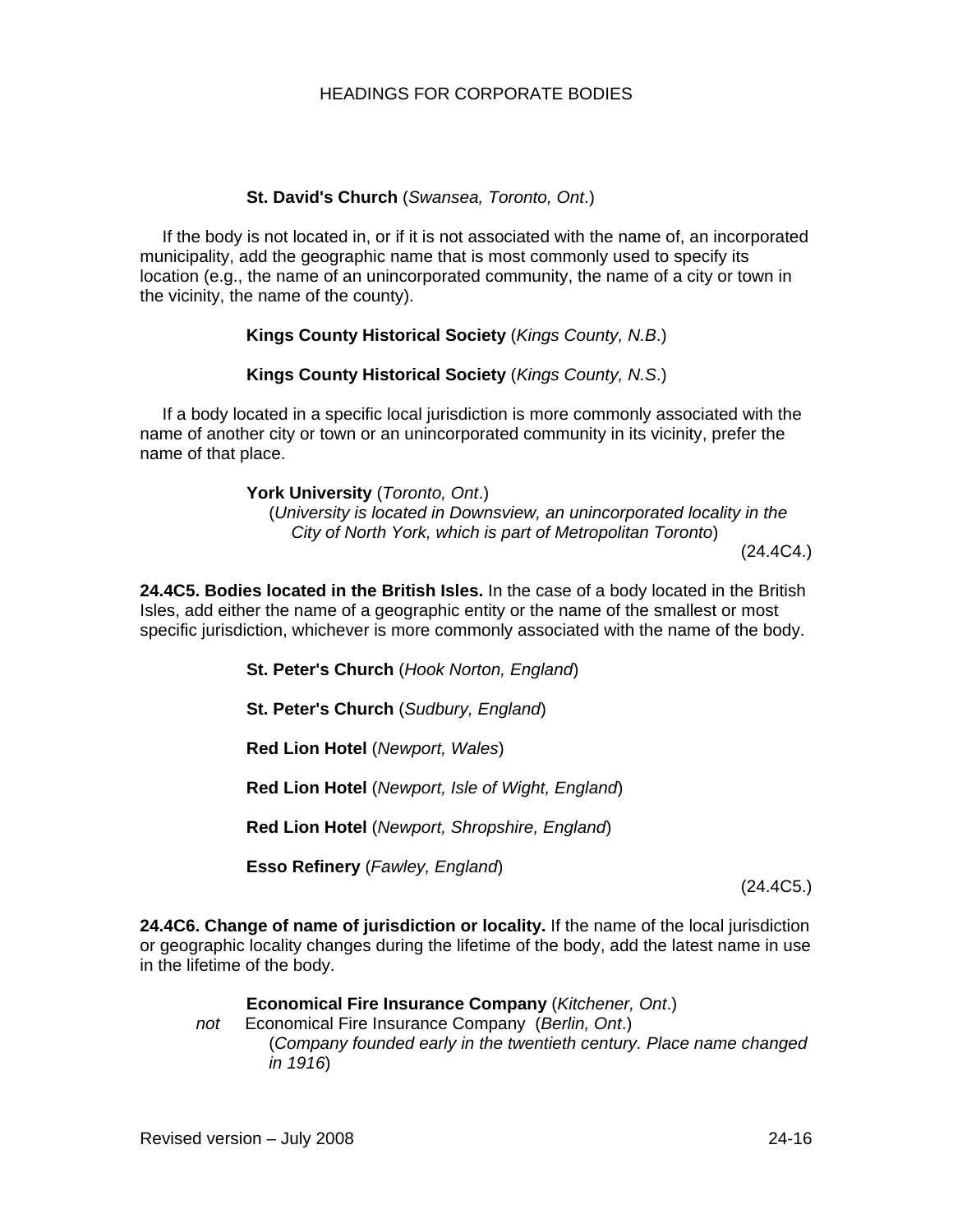**St. David's Church** (*Swansea, Toronto, Ont*.)

If the body is not located in, or if it is not associated with the name of, an incorporated municipality, add the geographic name that is most commonly used to specify its location (e.g., the name of an unincorporated community, the name of a city or town in the vicinity, the name of the county).

**Kings County Historical Society** (*Kings County, N.B*.)

**Kings County Historical Society** (*Kings County, N.S*.)

If a body located in a specific local jurisdiction is more commonly associated with the name of another city or town or an unincorporated community in its vicinity, prefer the name of that place.

**York University** (*Toronto, Ont*.)
(*University is located in Downsview, an unincorporated locality in the City of North York, which is part of Metropolitan Toronto*)

(24.4C4.)

**24.4C5. Bodies located in the British Isles.** In the case of a body located in the British Isles, add either the name of a geographic entity or the name of the smallest or most specific jurisdiction, whichever is more commonly associated with the name of the body.

**St. Peter's Church** (*Hook Norton, England*)

**St. Peter's Church** (*Sudbury, England*)

**Red Lion Hotel** (*Newport, Wales*)

**Red Lion Hotel** (*Newport, Isle of Wight, England*)

**Red Lion Hotel** (*Newport, Shropshire, England*)

**Esso Refinery** (*Fawley, England*)

(24.4C5.)

**24.4C6. Change of name of jurisdiction or locality.** If the name of the local jurisdiction or geographic locality changes during the lifetime of the body, add the latest name in use in the lifetime of the body.

**Economical Fire Insurance Company** (*Kitchener, Ont*.)
*not* Economical Fire Insurance Company (*Berlin, Ont*.)
(*Company founded early in the twentieth century. Place name changed in 1916*)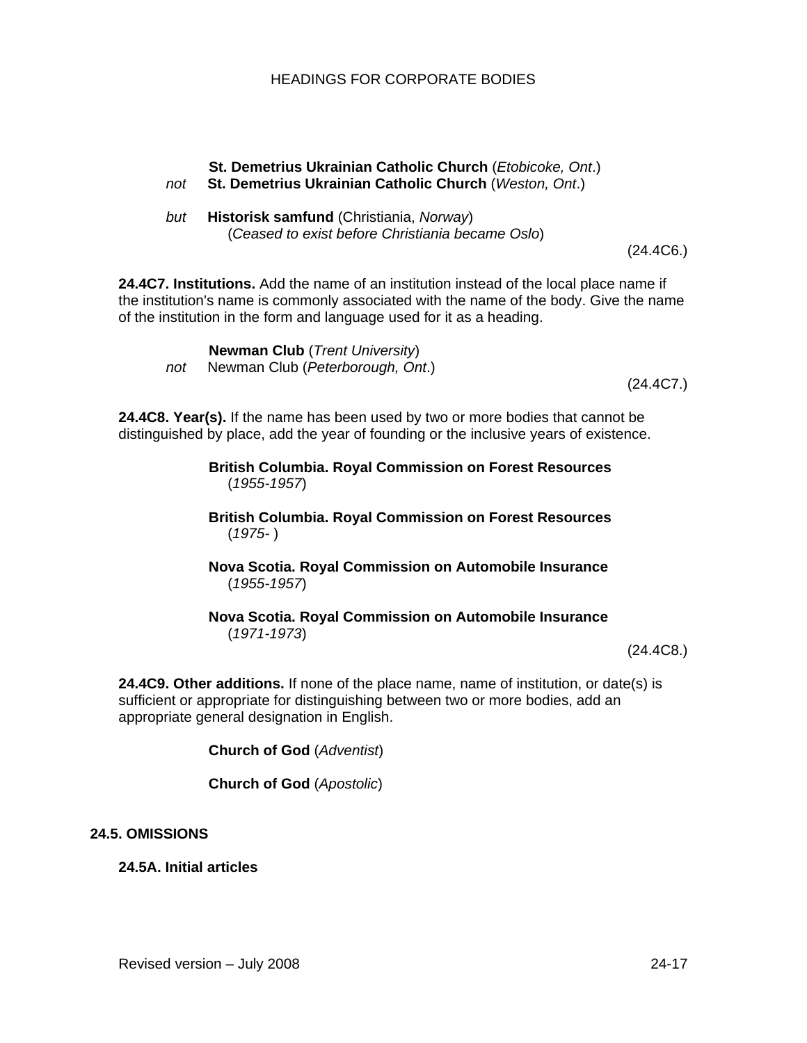**St. Demetrius Ukrainian Catholic Church** (*Etobicoke, Ont*.)
*not* **St. Demetrius Ukrainian Catholic Church** (*Weston, Ont*.)

*but* **Historisk samfund** (Christiania, *Norway*)
(*Ceased to exist before Christiania became Oslo*)

(24.4C6.)

**24.4C7. Institutions.** Add the name of an institution instead of the local place name if the institution's name is commonly associated with the name of the body. Give the name of the institution in the form and language used for it as a heading.

**Newman Club** (*Trent University*)
*not* Newman Club (*Peterborough, Ont*.)

(24.4C7.)

**24.4C8. Year(s).** If the name has been used by two or more bodies that cannot be distinguished by place, add the year of founding or the inclusive years of existence.

**British Columbia. Royal Commission on Forest Resources**
(*1955-1957*)

**British Columbia. Royal Commission on Forest Resources**
(*1975-* )

**Nova Scotia. Royal Commission on Automobile Insurance**
(*1955-1957*)

**Nova Scotia. Royal Commission on Automobile Insurance**
(*1971-1973*)

(24.4C8.)

**24.4C9. Other additions.** If none of the place name, name of institution, or date(s) is sufficient or appropriate for distinguishing between two or more bodies, add an appropriate general designation in English.

**Church of God** (*Adventist*)

**Church of God** (*Apostolic*)

## 24.5. OMISSIONS

### 24.5A. Initial articles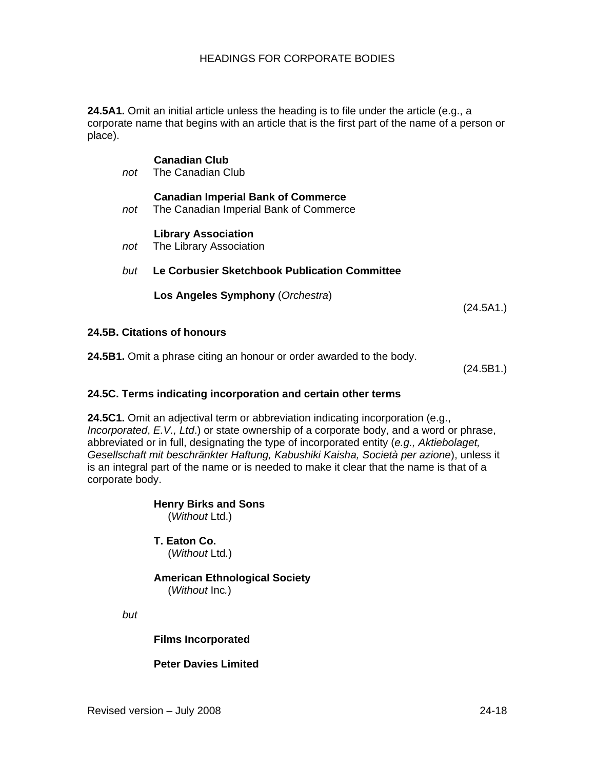**24.5A1.** Omit an initial article unless the heading is to file under the article (e.g., a corporate name that begins with an article that is the first part of the name of a person or place).

**Canadian Club**
*not* The Canadian Club

**Canadian Imperial Bank of Commerce**
*not* The Canadian Imperial Bank of Commerce

**Library Association**
*not* The Library Association

*but* **Le Corbusier Sketchbook Publication Committee**

**Los Angeles Symphony** (*Orchestra*)

(24.5A1.)

### 24.5B. Citations of honours

**24.5B1.** Omit a phrase citing an honour or order awarded to the body.

(24.5B1.)

### 24.5C. Terms indicating incorporation and certain other terms

**24.5C1.** Omit an adjectival term or abbreviation indicating incorporation (e.g., *Incorporated*, *E.V., Ltd*.) or state ownership of a corporate body, and a word or phrase, abbreviated or in full, designating the type of incorporated entity (*e.g., Aktiebolaget, Gesellschaft mit beschränkter Haftung, Kabushiki Kaisha, Società per azione*), unless it is an integral part of the name or is needed to make it clear that the name is that of a corporate body.

**Henry Birks and Sons**
(*Without* Ltd.)

**T. Eaton Co.**
(*Without* Ltd*.*)

**American Ethnological Society**
(*Without* Inc*.*)

*but*

**Films Incorporated**

**Peter Davies Limited**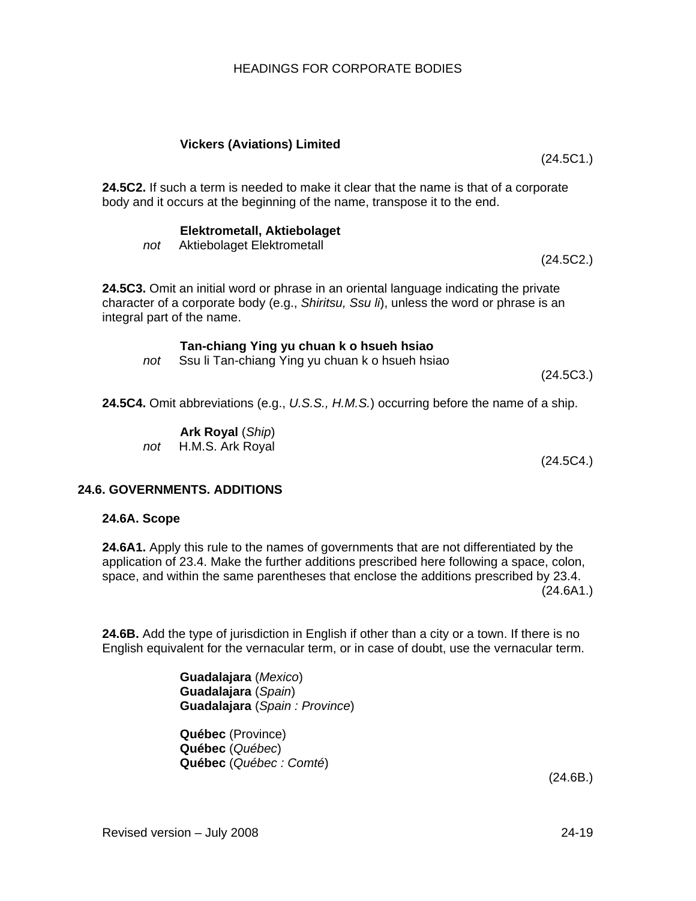**Vickers (Aviations) Limited**

(24.5C1.)

**24.5C2.** If such a term is needed to make it clear that the name is that of a corporate body and it occurs at the beginning of the name, transpose it to the end.

**Elektrometall, Aktiebolaget**
*not* Aktiebolaget Elektrometall

(24.5C2.)

**24.5C3.** Omit an initial word or phrase in an oriental language indicating the private character of a corporate body (e.g., *Shiritsu, Ssu li*), unless the word or phrase is an integral part of the name.

**Tan-chiang Ying yu chuan k o hsueh hsiao**
*not* Ssu li Tan-chiang Ying yu chuan k o hsueh hsiao

(24.5C3.)

**24.5C4.** Omit abbreviations (e.g., *U.S.S., H.M.S.*) occurring before the name of a ship.

**Ark Royal** (*Ship*)
*not* H.M.S. Ark Royal

(24.5C4.)

## 24.6. GOVERNMENTS. ADDITIONS

### 24.6A. Scope

**24.6A1.** Apply this rule to the names of governments that are not differentiated by the application of 23.4. Make the further additions prescribed here following a space, colon, space, and within the same parentheses that enclose the additions prescribed by 23.4.

(24.6A1.)

**24.6B.** Add the type of jurisdiction in English if other than a city or a town. If there is no English equivalent for the vernacular term, or in case of doubt, use the vernacular term.

**Guadalajara** (*Mexico*)
**Guadalajara** (*Spain*)
**Guadalajara** (*Spain : Province*)

**Québec** (Province)
**Québec** (*Québec*)
**Québec** (*Québec : Comté*)

(24.6B.)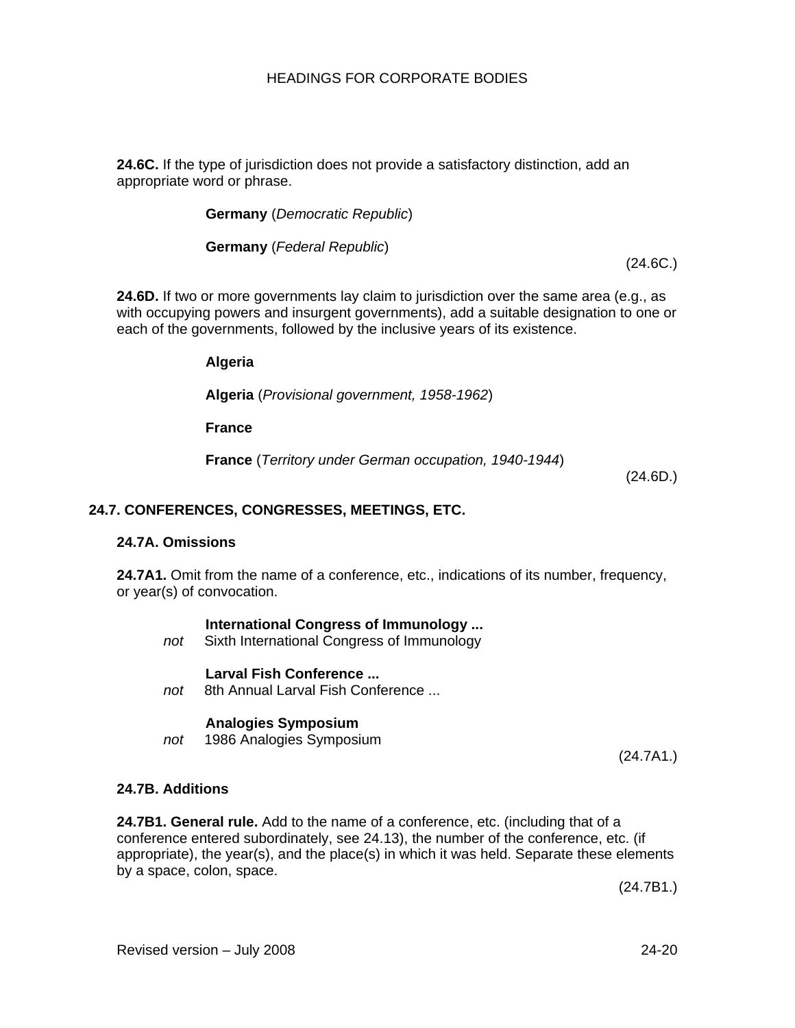**24.6C.** If the type of jurisdiction does not provide a satisfactory distinction, add an appropriate word or phrase.

> **Germany** (*Democratic Republic*)
>
> **Germany** (*Federal Republic*)

(24.6C.)

**24.6D.** If two or more governments lay claim to jurisdiction over the same area (e.g., as with occupying powers and insurgent governments), add a suitable designation to one or each of the governments, followed by the inclusive years of its existence.

> **Algeria**
>
> **Algeria** (*Provisional government, 1958-1962*)
>
> **France**
>
> **France** (*Territory under German occupation, 1940-1944*)

(24.6D.)

## 24.7. CONFERENCES, CONGRESSES, MEETINGS, ETC.

### 24.7A. Omissions

**24.7A1.** Omit from the name of a conference, etc., indications of its number, frequency, or year(s) of convocation.

> **International Congress of Immunology ...**
> *not* Sixth International Congress of Immunology
>
> **Larval Fish Conference ...**
> *not* 8th Annual Larval Fish Conference ...
>
> **Analogies Symposium**
> *not* 1986 Analogies Symposium

(24.7A1.)

### 24.7B. Additions

**24.7B1. General rule.** Add to the name of a conference, etc. (including that of a conference entered subordinately, see 24.13), the number of the conference, etc. (if appropriate), the year(s), and the place(s) in which it was held. Separate these elements by a space, colon, space.

(24.7B1.)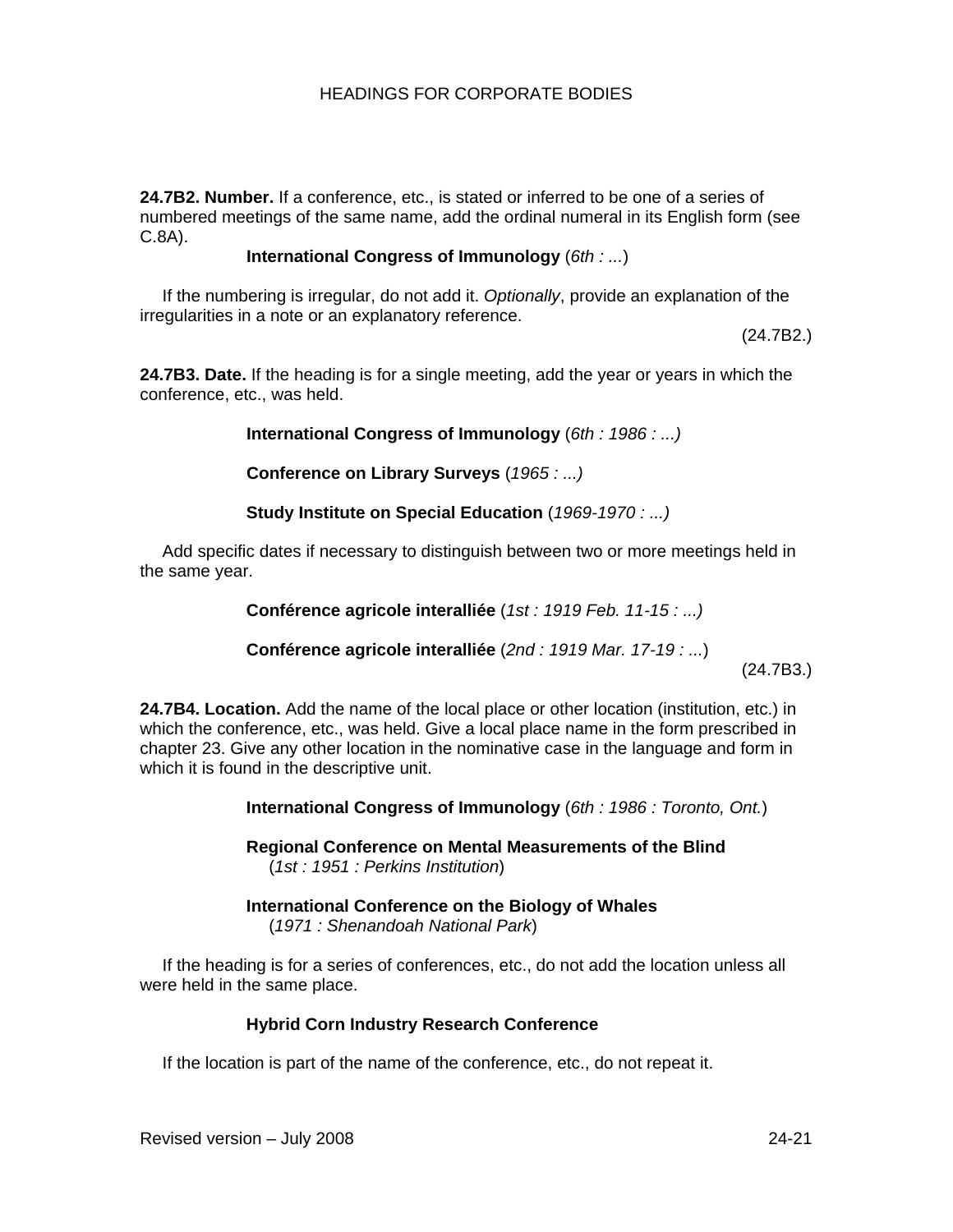**24.7B2. Number.** If a conference, etc., is stated or inferred to be one of a series of numbered meetings of the same name, add the ordinal numeral in its English form (see C.8A).

> **International Congress of Immunology** (*6th : ...*)

If the numbering is irregular, do not add it. *Optionally*, provide an explanation of the irregularities in a note or an explanatory reference.

(24.7B2.)

**24.7B3. Date.** If the heading is for a single meeting, add the year or years in which the conference, etc., was held.

> **International Congress of Immunology** (*6th : 1986 : ...)*
>
> **Conference on Library Surveys** (*1965 : ...)*
>
> **Study Institute on Special Education** (*1969-1970 : ...)*

Add specific dates if necessary to distinguish between two or more meetings held in the same year.

> **Conférence agricole interalliée** (*1st : 1919 Feb. 11-15 : ...)*
>
> **Conférence agricole interalliée** (*2nd : 1919 Mar. 17-19 : ...*)

(24.7B3.)

**24.7B4. Location.** Add the name of the local place or other location (institution, etc.) in which the conference, etc., was held. Give a local place name in the form prescribed in chapter 23. Give any other location in the nominative case in the language and form in which it is found in the descriptive unit.

> **International Congress of Immunology** (*6th : 1986 : Toronto, Ont.*)
>
> **Regional Conference on Mental Measurements of the Blind**
> (*1st : 1951 : Perkins Institution*)
>
> **International Conference on the Biology of Whales**
> (*1971 : Shenandoah National Park*)

If the heading is for a series of conferences, etc., do not add the location unless all were held in the same place.

> **Hybrid Corn Industry Research Conference**

If the location is part of the name of the conference, etc., do not repeat it.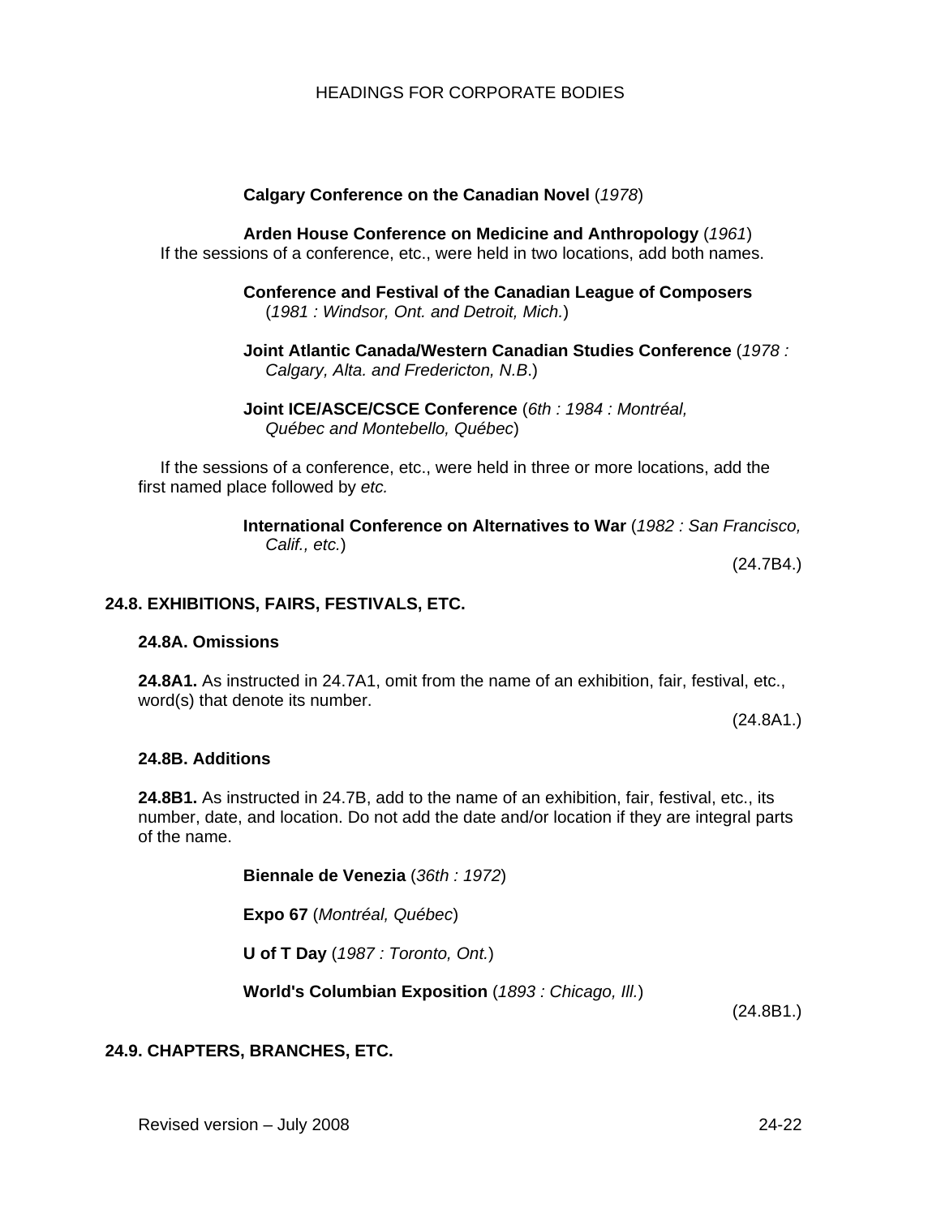**Calgary Conference on the Canadian Novel** (*1978*)

**Arden House Conference on Medicine and Anthropology** (*1961*)

If the sessions of a conference, etc., were held in two locations, add both names.

**Conference and Festival of the Canadian League of Composers** (*1981 : Windsor, Ont. and Detroit, Mich.*)

**Joint Atlantic Canada/Western Canadian Studies Conference** (*1978 : Calgary, Alta. and Fredericton, N.B.*)

**Joint ICE/ASCE/CSCE Conference** (*6th : 1984 : Montréal, Québec and Montebello, Québec*)

If the sessions of a conference, etc., were held in three or more locations, add the first named place followed by *etc.*

**International Conference on Alternatives to War** (*1982 : San Francisco, Calif., etc.*)

(24.7B4.)

## 24.8. EXHIBITIONS, FAIRS, FESTIVALS, ETC.

### 24.8A. Omissions

**24.8A1.** As instructed in 24.7A1, omit from the name of an exhibition, fair, festival, etc., word(s) that denote its number.

(24.8A1.)

### 24.8B. Additions

**24.8B1.** As instructed in 24.7B, add to the name of an exhibition, fair, festival, etc., its number, date, and location. Do not add the date and/or location if they are integral parts of the name.

**Biennale de Venezia** (*36th : 1972*)

**Expo 67** (*Montréal, Québec*)

**U of T Day** (*1987 : Toronto, Ont.*)

**World's Columbian Exposition** (*1893 : Chicago, Ill.*)

(24.8B1.)

## 24.9. CHAPTERS, BRANCHES, ETC.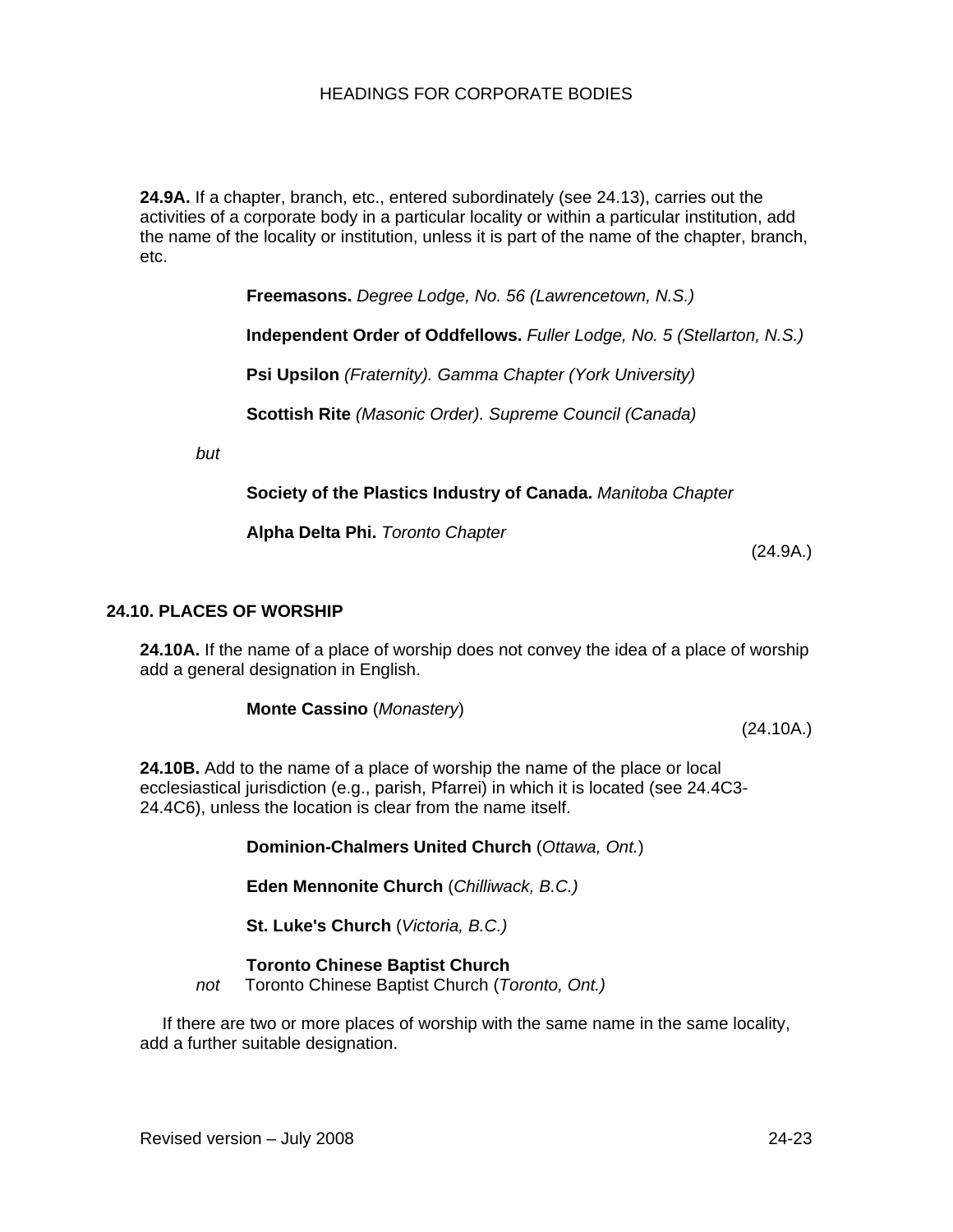**24.9A.** If a chapter, branch, etc., entered subordinately (see 24.13), carries out the activities of a corporate body in a particular locality or within a particular institution, add the name of the locality or institution, unless it is part of the name of the chapter, branch, etc.

> **Freemasons.** *Degree Lodge, No. 56 (Lawrencetown, N.S.)*
>
> **Independent Order of Oddfellows.** *Fuller Lodge, No. 5 (Stellarton, N.S.)*
>
> **Psi Upsilon** *(Fraternity). Gamma Chapter (York University)*
>
> **Scottish Rite** *(Masonic Order). Supreme Council (Canada)*

*but*

> **Society of the Plastics Industry of Canada.** *Manitoba Chapter*
>
> **Alpha Delta Phi.** *Toronto Chapter*

(24.9A.)

## 24.10. PLACES OF WORSHIP

**24.10A.** If the name of a place of worship does not convey the idea of a place of worship add a general designation in English.

> **Monte Cassino** (*Monastery*)

(24.10A.)

**24.10B.** Add to the name of a place of worship the name of the place or local ecclesiastical jurisdiction (e.g., parish, Pfarrei) in which it is located (see 24.4C3-24.4C6), unless the location is clear from the name itself.

> **Dominion-Chalmers United Church** (*Ottawa, Ont.*)
>
> **Eden Mennonite Church** (*Chilliwack, B.C.)*
>
> **St. Luke's Church** (*Victoria, B.C.)*
>
> **Toronto Chinese Baptist Church**

*not* Toronto Chinese Baptist Church (*Toronto, Ont.)*

If there are two or more places of worship with the same name in the same locality, add a further suitable designation.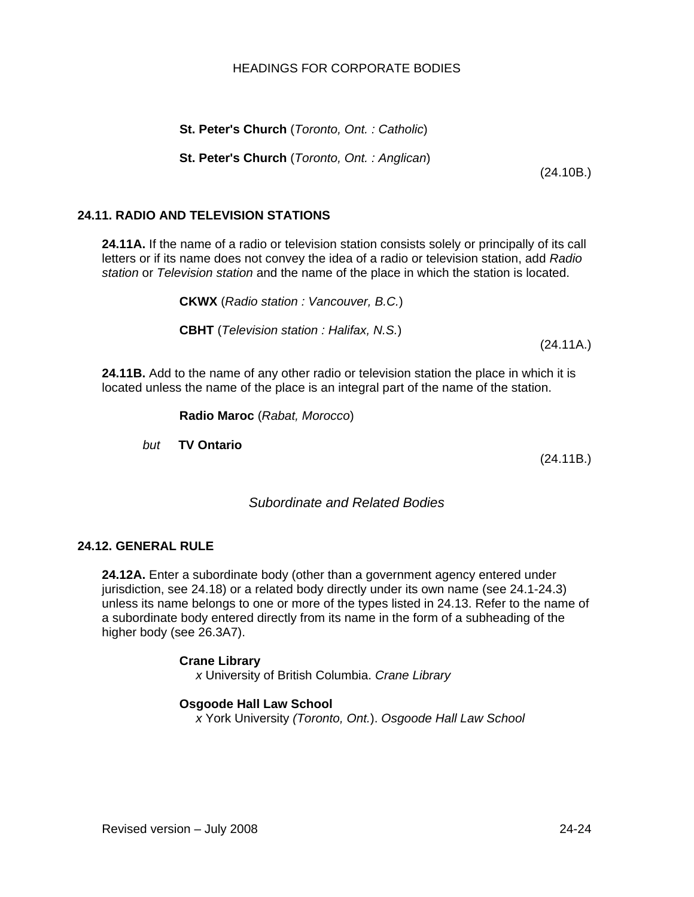**St. Peter's Church** (*Toronto, Ont. : Catholic*)

**St. Peter's Church** (*Toronto, Ont. : Anglican*)

(24.10B.)

### 24.11. RADIO AND TELEVISION STATIONS

**24.11A.** If the name of a radio or television station consists solely or principally of its call letters or if its name does not convey the idea of a radio or television station, add *Radio station* or *Television station* and the name of the place in which the station is located.

**CKWX** (*Radio station : Vancouver, B.C.*)

**CBHT** (*Television station : Halifax, N.S.*)

(24.11A.)

**24.11B.** Add to the name of any other radio or television station the place in which it is located unless the name of the place is an integral part of the name of the station.

**Radio Maroc** (*Rabat, Morocco*)

*but* **TV Ontario**

(24.11B.)

## *Subordinate and Related Bodies*

### 24.12. GENERAL RULE

**24.12A.** Enter a subordinate body (other than a government agency entered under jurisdiction, see 24.18) or a related body directly under its own name (see 24.1-24.3) unless its name belongs to one or more of the types listed in 24.13. Refer to the name of a subordinate body entered directly from its name in the form of a subheading of the higher body (see 26.3A7).

**Crane Library**
*x* University of British Columbia. *Crane Library*

**Osgoode Hall Law School**
*x* York University *(Toronto, Ont.*). *Osgoode Hall Law School*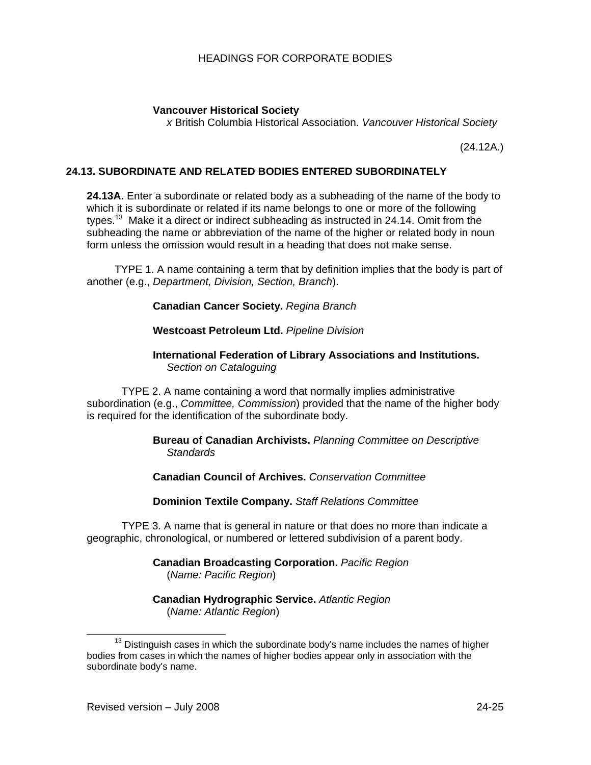**Vancouver Historical Society**
*x* British Columbia Historical Association. *Vancouver Historical Society*

(24.12A.)

## 24.13. SUBORDINATE AND RELATED BODIES ENTERED SUBORDINATELY

**24.13A.** Enter a subordinate or related body as a subheading of the name of the body to which it is subordinate or related if its name belongs to one or more of the following types.[13] Make it a direct or indirect subheading as instructed in 24.14. Omit from the subheading the name or abbreviation of the name of the higher or related body in noun form unless the omission would result in a heading that does not make sense.

TYPE 1. A name containing a term that by definition implies that the body is part of another (e.g., *Department, Division, Section, Branch*).

**Canadian Cancer Society.** *Regina Branch*

**Westcoast Petroleum Ltd.** *Pipeline Division*

**International Federation of Library Associations and Institutions.** *Section on Cataloguing*

TYPE 2. A name containing a word that normally implies administrative subordination (e.g., *Committee, Commission*) provided that the name of the higher body is required for the identification of the subordinate body.

**Bureau of Canadian Archivists.** *Planning Committee on Descriptive Standards*

**Canadian Council of Archives.** *Conservation Committee*

**Dominion Textile Company.** *Staff Relations Committee*

TYPE 3. A name that is general in nature or that does no more than indicate a geographic, chronological, or numbered or lettered subdivision of a parent body.

**Canadian Broadcasting Corporation.** *Pacific Region*
(*Name: Pacific Region*)

**Canadian Hydrographic Service.** *Atlantic Region*
(*Name: Atlantic Region*)

---

[13] Distinguish cases in which the subordinate body's name includes the names of higher bodies from cases in which the names of higher bodies appear only in association with the subordinate body's name.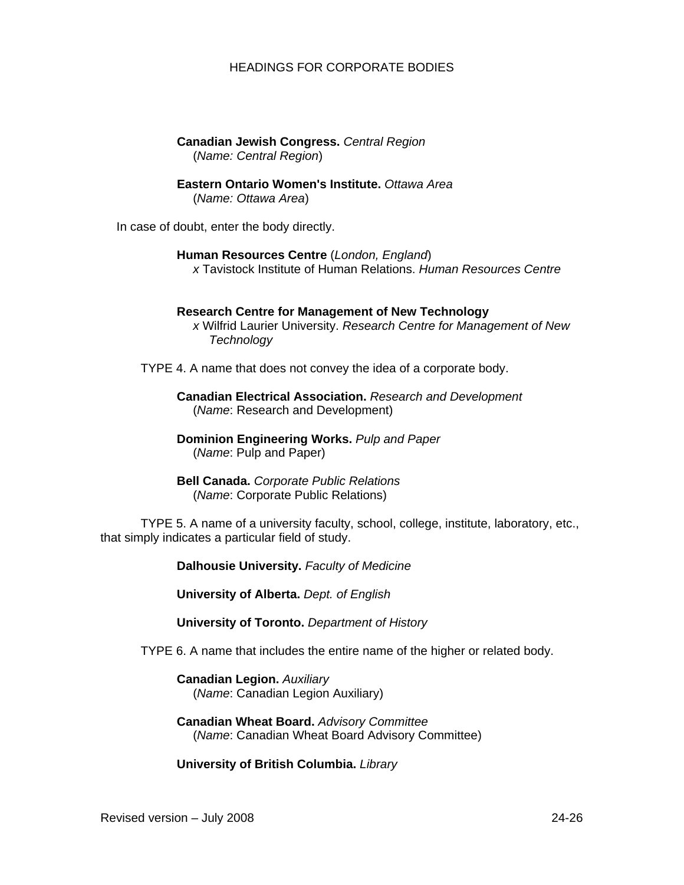**Canadian Jewish Congress.** *Central Region*
(*Name: Central Region*)

**Eastern Ontario Women's Institute.** *Ottawa Area*
(*Name: Ottawa Area*)

In case of doubt, enter the body directly.

**Human Resources Centre** (*London, England*)
*x* Tavistock Institute of Human Relations. *Human Resources Centre*

**Research Centre for Management of New Technology**
*x* Wilfrid Laurier University. *Research Centre for Management of New Technology*

TYPE 4. A name that does not convey the idea of a corporate body.

**Canadian Electrical Association.** *Research and Development*
(*Name*: Research and Development)

**Dominion Engineering Works.** *Pulp and Paper*
(*Name*: Pulp and Paper)

**Bell Canada.** *Corporate Public Relations*
(*Name*: Corporate Public Relations)

TYPE 5. A name of a university faculty, school, college, institute, laboratory, etc., that simply indicates a particular field of study.

**Dalhousie University.** *Faculty of Medicine*

**University of Alberta.** *Dept. of English*

**University of Toronto.** *Department of History*

TYPE 6. A name that includes the entire name of the higher or related body.

**Canadian Legion.** *Auxiliary*
(*Name*: Canadian Legion Auxiliary)

**Canadian Wheat Board.** *Advisory Committee*
(*Name*: Canadian Wheat Board Advisory Committee)

**University of British Columbia.** *Library*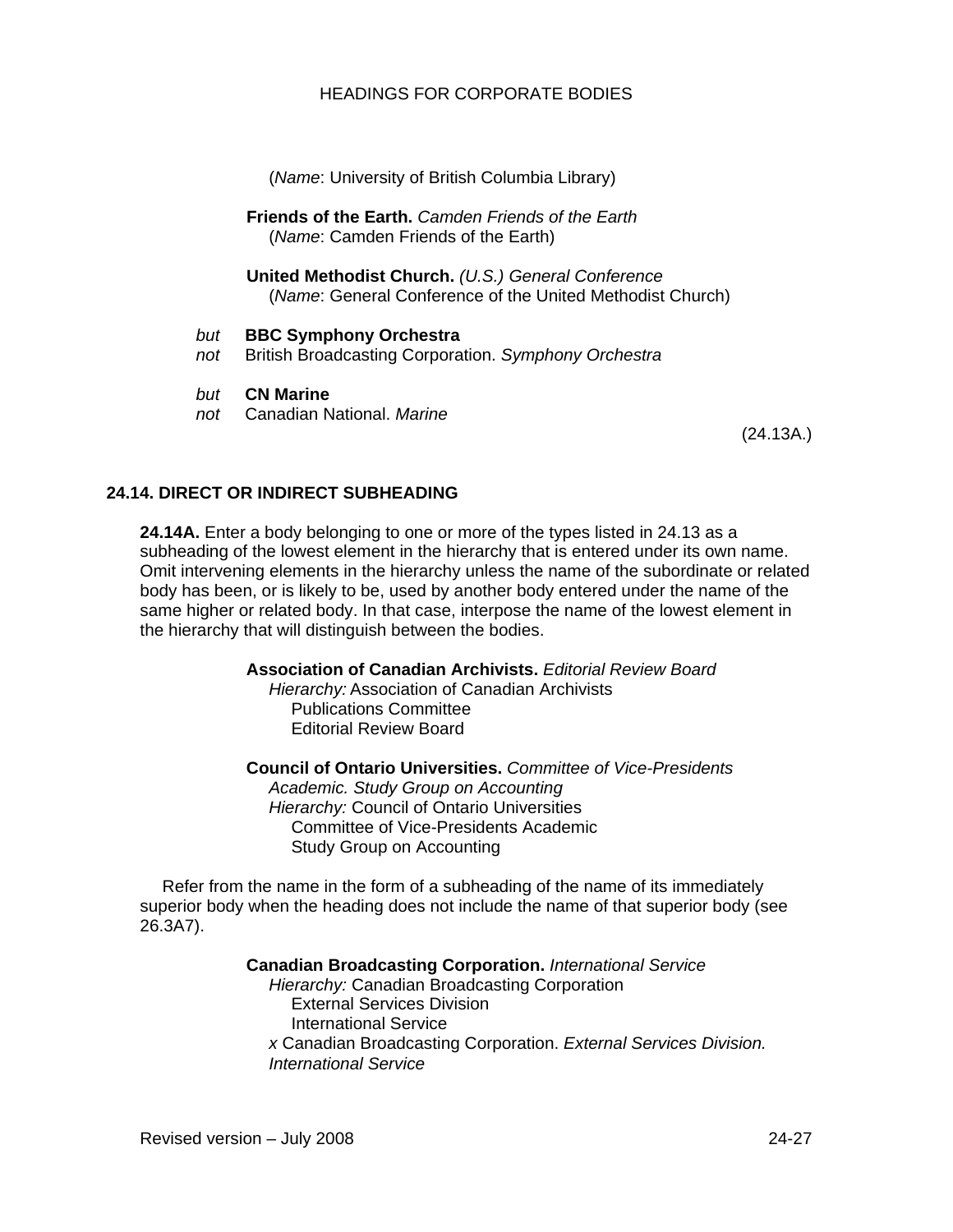(*Name*: University of British Columbia Library)

**Friends of the Earth.** *Camden Friends of the Earth*
(*Name*: Camden Friends of the Earth)

**United Methodist Church.** *(U.S.) General Conference*
(*Name*: General Conference of the United Methodist Church)

*but* **BBC Symphony Orchestra**
*not* British Broadcasting Corporation. *Symphony Orchestra*

*but* **CN Marine**
*not* Canadian National. *Marine*

(24.13A.)

### 24.14. DIRECT OR INDIRECT SUBHEADING

**24.14A.** Enter a body belonging to one or more of the types listed in 24.13 as a subheading of the lowest element in the hierarchy that is entered under its own name. Omit intervening elements in the hierarchy unless the name of the subordinate or related body has been, or is likely to be, used by another body entered under the name of the same higher or related body. In that case, interpose the name of the lowest element in the hierarchy that will distinguish between the bodies.

**Association of Canadian Archivists.** *Editorial Review Board*
*Hierarchy:* Association of Canadian Archivists
Publications Committee
Editorial Review Board

**Council of Ontario Universities.** *Committee of Vice-Presidents Academic. Study Group on Accounting*
*Hierarchy:* Council of Ontario Universities
Committee of Vice-Presidents Academic
Study Group on Accounting

Refer from the name in the form of a subheading of the name of its immediately superior body when the heading does not include the name of that superior body (see 26.3A7).

**Canadian Broadcasting Corporation.** *International Service*
*Hierarchy:* Canadian Broadcasting Corporation
External Services Division
International Service
*x* Canadian Broadcasting Corporation. *External Services Division. International Service*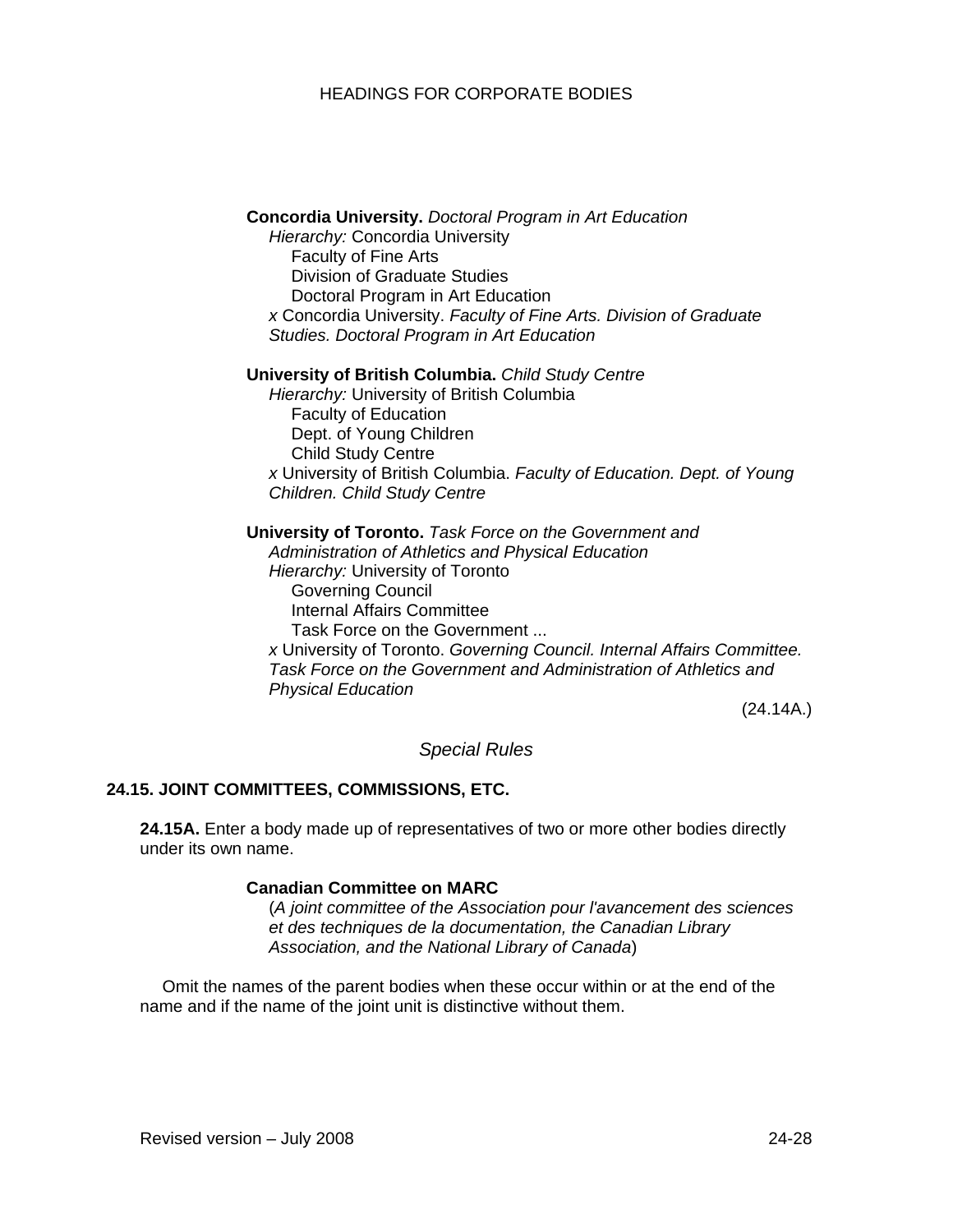**Concordia University.** *Doctoral Program in Art Education*
*Hierarchy:* Concordia University
Faculty of Fine Arts
Division of Graduate Studies
Doctoral Program in Art Education
*x* Concordia University. *Faculty of Fine Arts. Division of Graduate Studies. Doctoral Program in Art Education*

**University of British Columbia.** *Child Study Centre*
*Hierarchy:* University of British Columbia
Faculty of Education
Dept. of Young Children
Child Study Centre
*x* University of British Columbia. *Faculty of Education. Dept. of Young Children. Child Study Centre*

**University of Toronto.** *Task Force on the Government and Administration of Athletics and Physical Education*
*Hierarchy:* University of Toronto
Governing Council
Internal Affairs Committee
Task Force on the Government ...
*x* University of Toronto. *Governing Council. Internal Affairs Committee. Task Force on the Government and Administration of Athletics and Physical Education*

(24.14A.)

*Special Rules*

## 24.15. JOINT COMMITTEES, COMMISSIONS, ETC.

**24.15A.** Enter a body made up of representatives of two or more other bodies directly under its own name.

**Canadian Committee on MARC**
(*A joint committee of the Association pour l'avancement des sciences et des techniques de la documentation, the Canadian Library Association, and the National Library of Canada*)

Omit the names of the parent bodies when these occur within or at the end of the name and if the name of the joint unit is distinctive without them.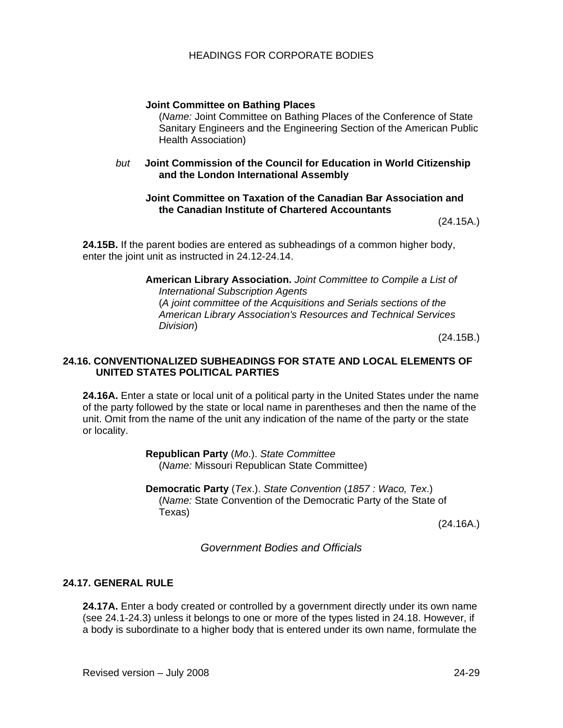**Joint Committee on Bathing Places**
(*Name:* Joint Committee on Bathing Places of the Conference of State Sanitary Engineers and the Engineering Section of the American Public Health Association)

*but* **Joint Commission of the Council for Education in World Citizenship and the London International Assembly**

**Joint Committee on Taxation of the Canadian Bar Association and the Canadian Institute of Chartered Accountants**

(24.15A.)

**24.15B.** If the parent bodies are entered as subheadings of a common higher body, enter the joint unit as instructed in 24.12-24.14.

**American Library Association.** *Joint Committee to Compile a List of International Subscription Agents*
(*A joint committee of the Acquisitions and Serials sections of the American Library Association's Resources and Technical Services Division*)

(24.15B.)

### 24.16. CONVENTIONALIZED SUBHEADINGS FOR STATE AND LOCAL ELEMENTS OF UNITED STATES POLITICAL PARTIES

**24.16A.** Enter a state or local unit of a political party in the United States under the name of the party followed by the state or local name in parentheses and then the name of the unit. Omit from the name of the unit any indication of the name of the party or the state or locality.

**Republican Party** (*Mo*.). *State Committee*
(*Name:* Missouri Republican State Committee)

**Democratic Party** (*Tex*.). *State Convention* (*1857 : Waco, Tex*.)
(*Name:* State Convention of the Democratic Party of the State of Texas)

(24.16A.)

## *Government Bodies and Officials*

### 24.17. GENERAL RULE

**24.17A.** Enter a body created or controlled by a government directly under its own name (see 24.1-24.3) unless it belongs to one or more of the types listed in 24.18. However, if a body is subordinate to a higher body that is entered under its own name, formulate the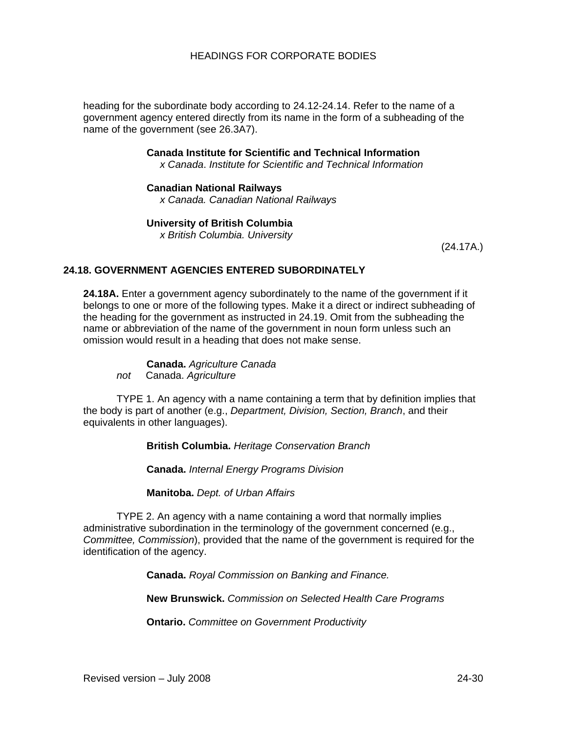heading for the subordinate body according to 24.12-24.14. Refer to the name of a government agency entered directly from its name in the form of a subheading of the name of the government (see 26.3A7).

> **Canada Institute for Scientific and Technical Information**
> *x Canada. Institute for Scientific and Technical Information*
>
> **Canadian National Railways**
> *x Canada. Canadian National Railways*
>
> **University of British Columbia**
> *x British Columbia. University*

(24.17A.)

## 24.18. GOVERNMENT AGENCIES ENTERED SUBORDINATELY

**24.18A.** Enter a government agency subordinately to the name of the government if it belongs to one or more of the following types. Make it a direct or indirect subheading of the heading for the government as instructed in 24.19. Omit from the subheading the name or abbreviation of the name of the government in noun form unless such an omission would result in a heading that does not make sense.

> **Canada.** *Agriculture Canada*
> *not* Canada. *Agriculture*

TYPE 1. An agency with a name containing a term that by definition implies that the body is part of another (e.g., *Department, Division, Section, Branch*, and their equivalents in other languages).

> **British Columbia.** *Heritage Conservation Branch*
>
> **Canada.** *Internal Energy Programs Division*
>
> **Manitoba.** *Dept. of Urban Affairs*

TYPE 2. An agency with a name containing a word that normally implies administrative subordination in the terminology of the government concerned (e.g., *Committee, Commission*), provided that the name of the government is required for the identification of the agency.

> **Canada.** *Royal Commission on Banking and Finance.*
>
> **New Brunswick.** *Commission on Selected Health Care Programs*
>
> **Ontario.** *Committee on Government Productivity*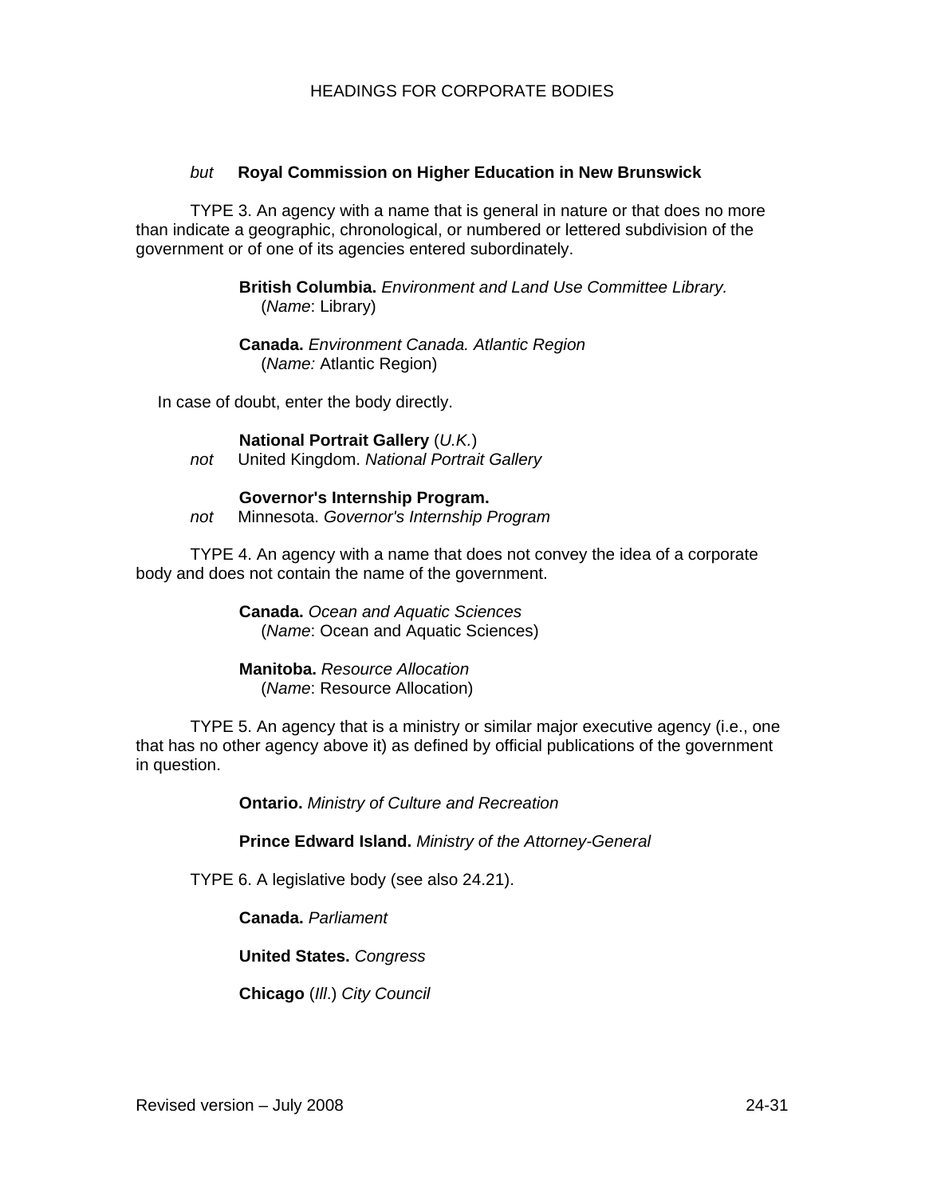*but* **Royal Commission on Higher Education in New Brunswick**

TYPE 3. An agency with a name that is general in nature or that does no more than indicate a geographic, chronological, or numbered or lettered subdivision of the government or of one of its agencies entered subordinately.

> **British Columbia.** *Environment and Land Use Committee Library.*
> (*Name*: Library)
>
> **Canada.** *Environment Canada. Atlantic Region*
> (*Name:* Atlantic Region)

In case of doubt, enter the body directly.

> **National Portrait Gallery** (*U.K.*)
> *not* United Kingdom. *National Portrait Gallery*
>
> **Governor's Internship Program.**
> *not* Minnesota. *Governor's Internship Program*

TYPE 4. An agency with a name that does not convey the idea of a corporate body and does not contain the name of the government.

> **Canada.** *Ocean and Aquatic Sciences*
> (*Name*: Ocean and Aquatic Sciences)
>
> **Manitoba.** *Resource Allocation*
> (*Name*: Resource Allocation)

TYPE 5. An agency that is a ministry or similar major executive agency (i.e., one that has no other agency above it) as defined by official publications of the government in question.

> **Ontario.** *Ministry of Culture and Recreation*
>
> **Prince Edward Island.** *Ministry of the Attorney-General*

TYPE 6. A legislative body (see also 24.21).

> **Canada.** *Parliament*
>
> **United States.** *Congress*
>
> **Chicago** (*Ill*.) *City Council*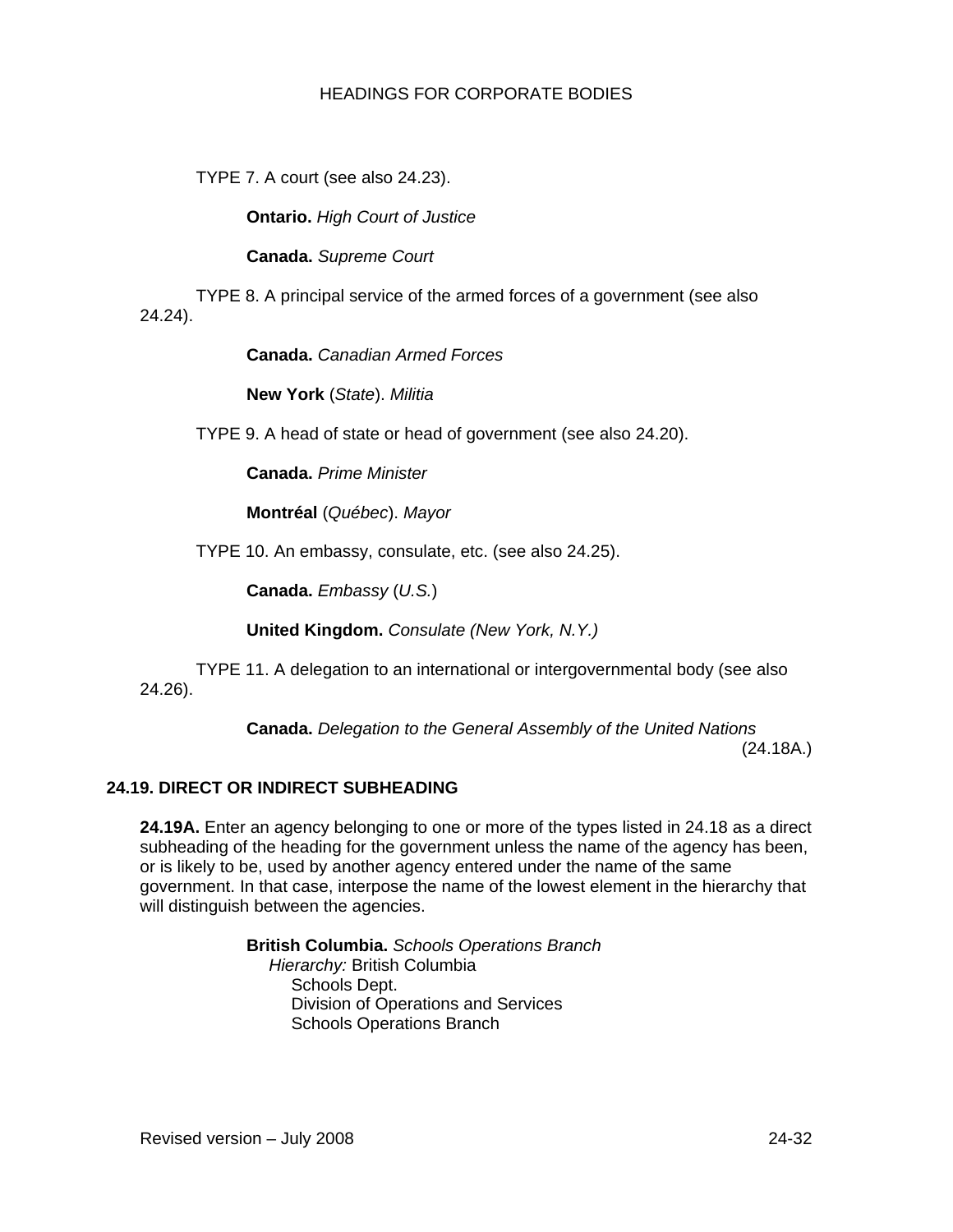TYPE 7. A court (see also 24.23).

> **Ontario.** *High Court of Justice*
>
> **Canada.** *Supreme Court*

TYPE 8. A principal service of the armed forces of a government (see also 24.24).

> **Canada.** *Canadian Armed Forces*
>
> **New York** (*State*). *Militia*

TYPE 9. A head of state or head of government (see also 24.20).

> **Canada.** *Prime Minister*
>
> **Montréal** (*Québec*). *Mayor*

TYPE 10. An embassy, consulate, etc. (see also 24.25).

> **Canada.** *Embassy* (*U.S.*)
>
> **United Kingdom.** *Consulate (New York, N.Y.)*

TYPE 11. A delegation to an international or intergovernmental body (see also 24.26).

> **Canada.** *Delegation to the General Assembly of the United Nations*

(24.18A.)

### 24.19. DIRECT OR INDIRECT SUBHEADING

**24.19A.** Enter an agency belonging to one or more of the types listed in 24.18 as a direct subheading of the heading for the government unless the name of the agency has been, or is likely to be, used by another agency entered under the name of the same government. In that case, interpose the name of the lowest element in the hierarchy that will distinguish between the agencies.

> **British Columbia.** *Schools Operations Branch*
> *Hierarchy:* British Columbia
> Schools Dept.
> Division of Operations and Services
> Schools Operations Branch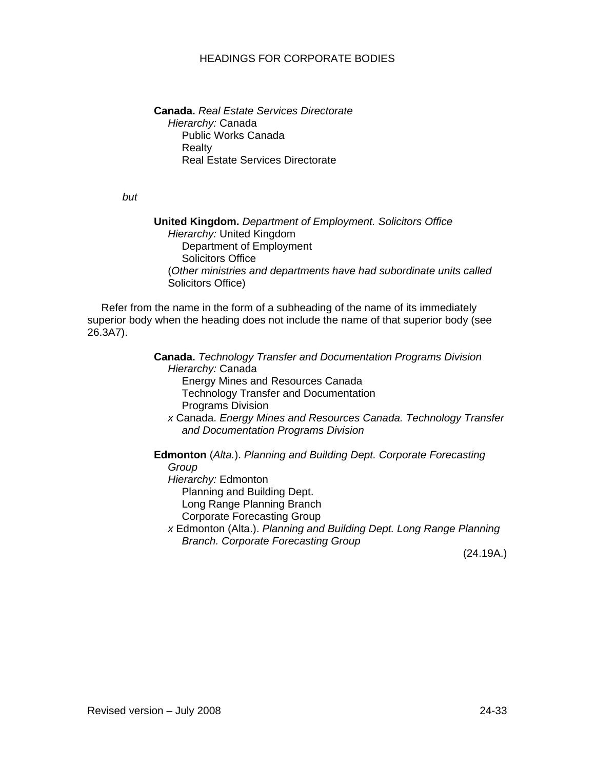**Canada.** *Real Estate Services Directorate*
*Hierarchy:* Canada
Public Works Canada
Realty
Real Estate Services Directorate

*but*

**United Kingdom.** *Department of Employment. Solicitors Office*
*Hierarchy:* United Kingdom
Department of Employment
Solicitors Office
(*Other ministries and departments have had subordinate units called* Solicitors Office)

Refer from the name in the form of a subheading of the name of its immediately superior body when the heading does not include the name of that superior body (see 26.3A7).

**Canada.** *Technology Transfer and Documentation Programs Division*
*Hierarchy:* Canada
Energy Mines and Resources Canada
Technology Transfer and Documentation Programs Division
*x* Canada. *Energy Mines and Resources Canada. Technology Transfer and Documentation Programs Division*

**Edmonton** (*Alta.*). *Planning and Building Dept. Corporate Forecasting Group*
*Hierarchy:* Edmonton
Planning and Building Dept.
Long Range Planning Branch
Corporate Forecasting Group
*x* Edmonton (Alta.). *Planning and Building Dept. Long Range Planning Branch. Corporate Forecasting Group*

(24.19A.)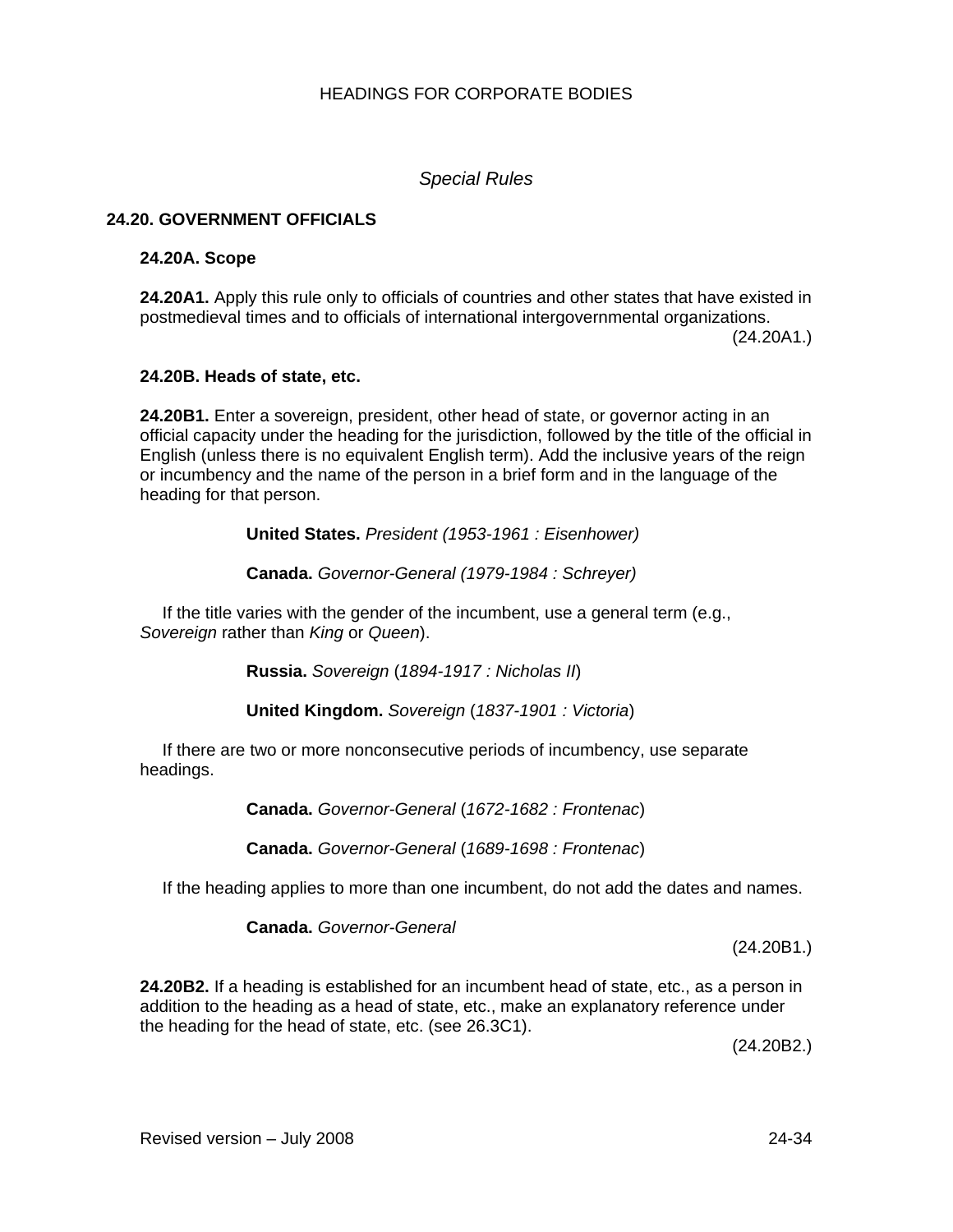*Special Rules*

## 24.20. GOVERNMENT OFFICIALS

### 24.20A. Scope

**24.20A1.** Apply this rule only to officials of countries and other states that have existed in postmedieval times and to officials of international intergovernmental organizations.
(24.20A1.)

### 24.20B. Heads of state, etc.

**24.20B1.** Enter a sovereign, president, other head of state, or governor acting in an official capacity under the heading for the jurisdiction, followed by the title of the official in English (unless there is no equivalent English term). Add the inclusive years of the reign or incumbency and the name of the person in a brief form and in the language of the heading for that person.

**United States.** *President (1953-1961 : Eisenhower)*

**Canada.** *Governor-General (1979-1984 : Schreyer)*

If the title varies with the gender of the incumbent, use a general term (e.g., *Sovereign* rather than *King* or *Queen*).

**Russia.** *Sovereign* (*1894-1917 : Nicholas II*)

**United Kingdom.** *Sovereign* (*1837-1901 : Victoria*)

If there are two or more nonconsecutive periods of incumbency, use separate headings.

**Canada.** *Governor-General* (*1672-1682 : Frontenac*)

**Canada.** *Governor-General* (*1689-1698 : Frontenac*)

If the heading applies to more than one incumbent, do not add the dates and names.

**Canada.** *Governor-General*
(24.20B1.)

**24.20B2.** If a heading is established for an incumbent head of state, etc., as a person in addition to the heading as a head of state, etc., make an explanatory reference under the heading for the head of state, etc. (see 26.3C1).
(24.20B2.)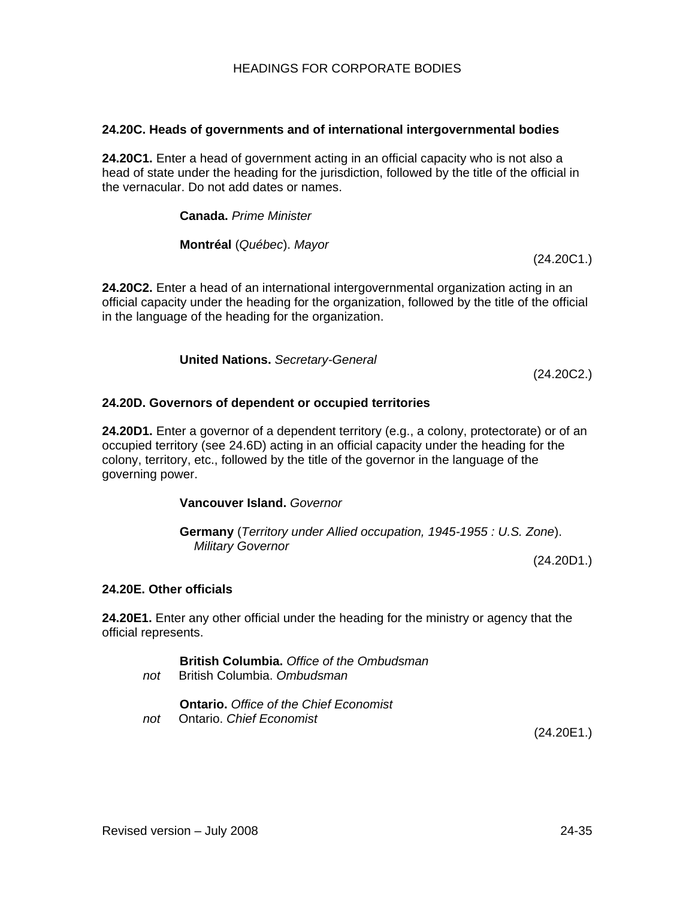### 24.20C. Heads of governments and of international intergovernmental bodies

**24.20C1.** Enter a head of government acting in an official capacity who is not also a head of state under the heading for the jurisdiction, followed by the title of the official in the vernacular. Do not add dates or names.

> **Canada.** *Prime Minister*
>
> **Montréal** (*Québec*). *Mayor*

(24.20C1.)

**24.20C2.** Enter a head of an international intergovernmental organization acting in an official capacity under the heading for the organization, followed by the title of the official in the language of the heading for the organization.

> **United Nations.** *Secretary-General*

(24.20C2.)

### 24.20D. Governors of dependent or occupied territories

**24.20D1.** Enter a governor of a dependent territory (e.g., a colony, protectorate) or of an occupied territory (see 24.6D) acting in an official capacity under the heading for the colony, territory, etc., followed by the title of the governor in the language of the governing power.

> **Vancouver Island.** *Governor*
>
> **Germany** (*Territory under Allied occupation, 1945-1955 : U.S. Zone*). *Military Governor*

(24.20D1.)

### 24.20E. Other officials

**24.20E1.** Enter any other official under the heading for the ministry or agency that the official represents.

> **British Columbia.** *Office of the Ombudsman*
> *not* British Columbia. *Ombudsman*
>
> **Ontario.** *Office of the Chief Economist*
> *not* Ontario. *Chief Economist*

(24.20E1.)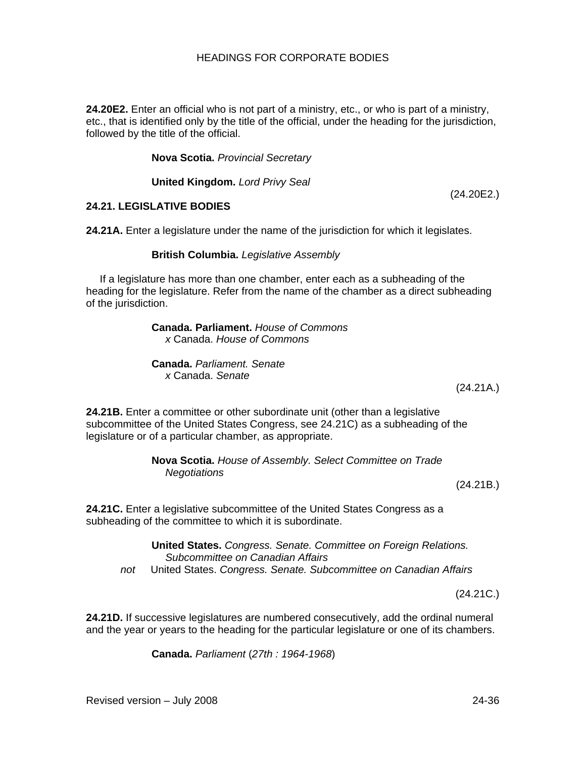**24.20E2.** Enter an official who is not part of a ministry, etc., or who is part of a ministry, etc., that is identified only by the title of the official, under the heading for the jurisdiction, followed by the title of the official.

> **Nova Scotia.** *Provincial Secretary*
>
> **United Kingdom.** *Lord Privy Seal*

(24.20E2.)

### 24.21. LEGISLATIVE BODIES

**24.21A.** Enter a legislature under the name of the jurisdiction for which it legislates.

> **British Columbia.** *Legislative Assembly*

If a legislature has more than one chamber, enter each as a subheading of the heading for the legislature. Refer from the name of the chamber as a direct subheading of the jurisdiction.

> **Canada. Parliament.** *House of Commons*
> *x* Canada. *House of Commons*
>
> **Canada.** *Parliament. Senate*
> *x* Canada. *Senate*

(24.21A.)

**24.21B.** Enter a committee or other subordinate unit (other than a legislative subcommittee of the United States Congress, see 24.21C) as a subheading of the legislature or of a particular chamber, as appropriate.

> **Nova Scotia.** *House of Assembly. Select Committee on Trade Negotiations*

(24.21B.)

**24.21C.** Enter a legislative subcommittee of the United States Congress as a subheading of the committee to which it is subordinate.

> **United States.** *Congress. Senate. Committee on Foreign Relations. Subcommittee on Canadian Affairs*
> *not* United States. *Congress. Senate. Subcommittee on Canadian Affairs*

(24.21C.)

**24.21D.** If successive legislatures are numbered consecutively, add the ordinal numeral and the year or years to the heading for the particular legislature or one of its chambers.

> **Canada.** *Parliament* (*27th : 1964-1968*)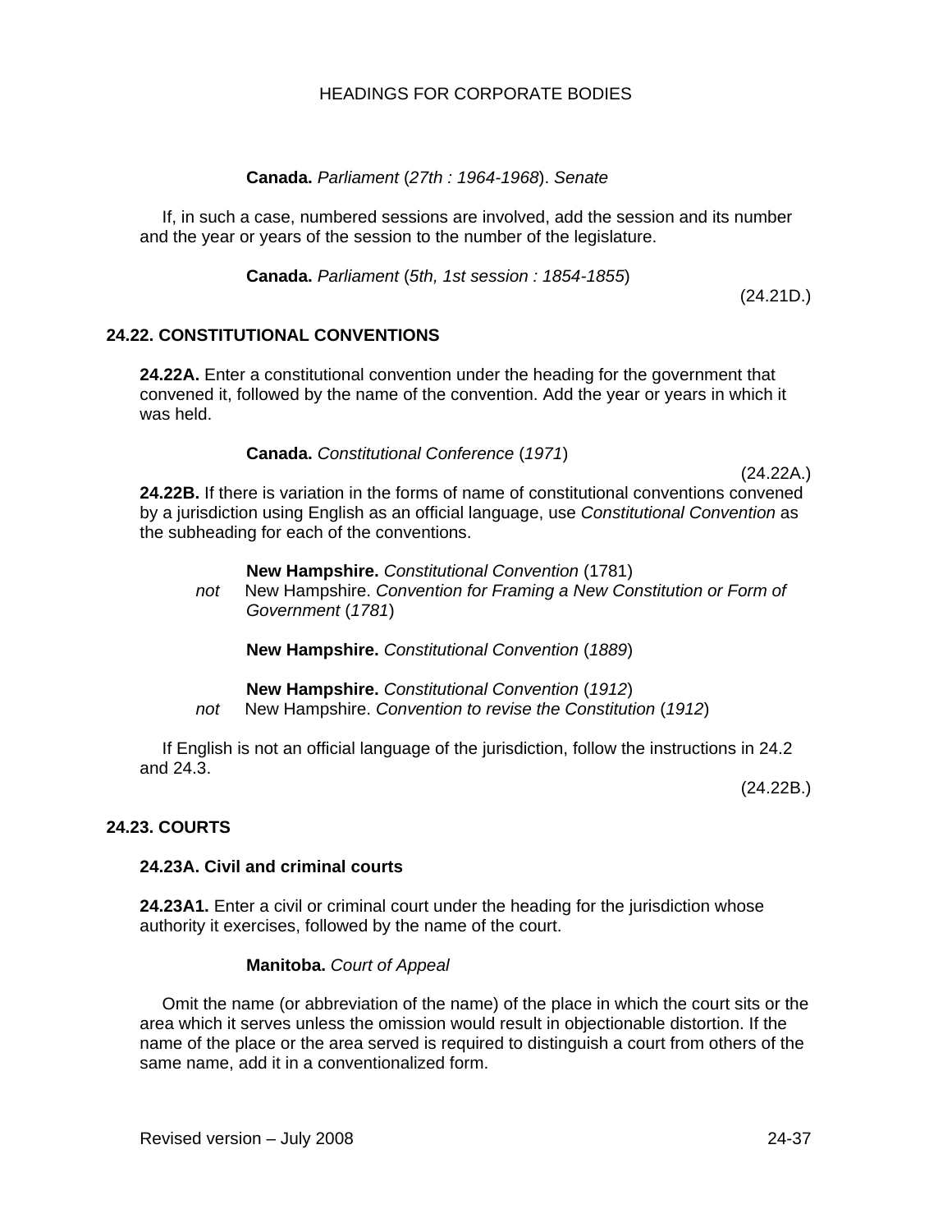**Canada.** *Parliament* (*27th : 1964-1968*). *Senate*

If, in such a case, numbered sessions are involved, add the session and its number and the year or years of the session to the number of the legislature.

**Canada.** *Parliament* (*5th, 1st session : 1854-1855*)

(24.21D.)

## 24.22. CONSTITUTIONAL CONVENTIONS

**24.22A.** Enter a constitutional convention under the heading for the government that convened it, followed by the name of the convention. Add the year or years in which it was held.

**Canada.** *Constitutional Conference* (*1971*)

(24.22A.)

**24.22B.** If there is variation in the forms of name of constitutional conventions convened by a jurisdiction using English as an official language, use *Constitutional Convention* as the subheading for each of the conventions.

**New Hampshire.** *Constitutional Convention* (1781)
*not* New Hampshire. *Convention for Framing a New Constitution or Form of Government* (*1781*)

**New Hampshire.** *Constitutional Convention* (*1889*)

**New Hampshire.** *Constitutional Convention* (*1912*)
*not* New Hampshire. *Convention to revise the Constitution* (*1912*)

If English is not an official language of the jurisdiction, follow the instructions in 24.2 and 24.3.

(24.22B.)

## 24.23. COURTS

### 24.23A. Civil and criminal courts

**24.23A1.** Enter a civil or criminal court under the heading for the jurisdiction whose authority it exercises, followed by the name of the court.

**Manitoba.** *Court of Appeal*

Omit the name (or abbreviation of the name) of the place in which the court sits or the area which it serves unless the omission would result in objectionable distortion. If the name of the place or the area served is required to distinguish a court from others of the same name, add it in a conventionalized form.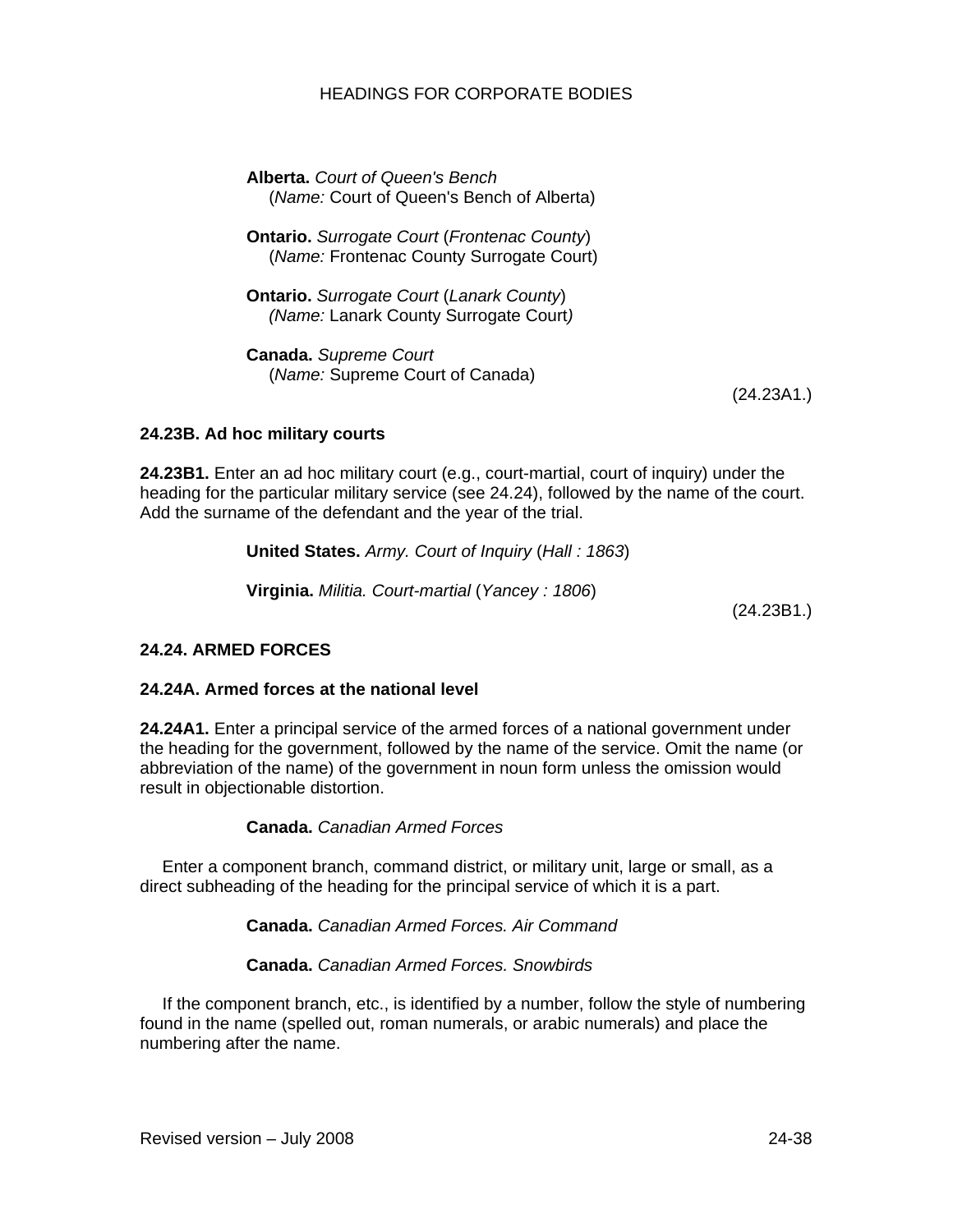**Alberta.** *Court of Queen's Bench*
(*Name:* Court of Queen's Bench of Alberta)

**Ontario.** *Surrogate Court* (*Frontenac County*)
(*Name:* Frontenac County Surrogate Court)

**Ontario.** *Surrogate Court* (*Lanark County*)
*(Name:* Lanark County Surrogate Court*)*

**Canada.** *Supreme Court*
(*Name:* Supreme Court of Canada)

(24.23A1.)

**24.23B. Ad hoc military courts**

**24.23B1.** Enter an ad hoc military court (e.g., court-martial, court of inquiry) under the heading for the particular military service (see 24.24), followed by the name of the court. Add the surname of the defendant and the year of the trial.

**United States.** *Army. Court of Inquiry* (*Hall : 1863*)

**Virginia.** *Militia. Court-martial* (*Yancey : 1806*)

(24.23B1.)

**24.24. ARMED FORCES**

**24.24A. Armed forces at the national level**

**24.24A1.** Enter a principal service of the armed forces of a national government under the heading for the government, followed by the name of the service. Omit the name (or abbreviation of the name) of the government in noun form unless the omission would result in objectionable distortion.

**Canada.** *Canadian Armed Forces*

Enter a component branch, command district, or military unit, large or small, as a direct subheading of the heading for the principal service of which it is a part.

**Canada.** *Canadian Armed Forces. Air Command*

**Canada.** *Canadian Armed Forces. Snowbirds*

If the component branch, etc., is identified by a number, follow the style of numbering found in the name (spelled out, roman numerals, or arabic numerals) and place the numbering after the name.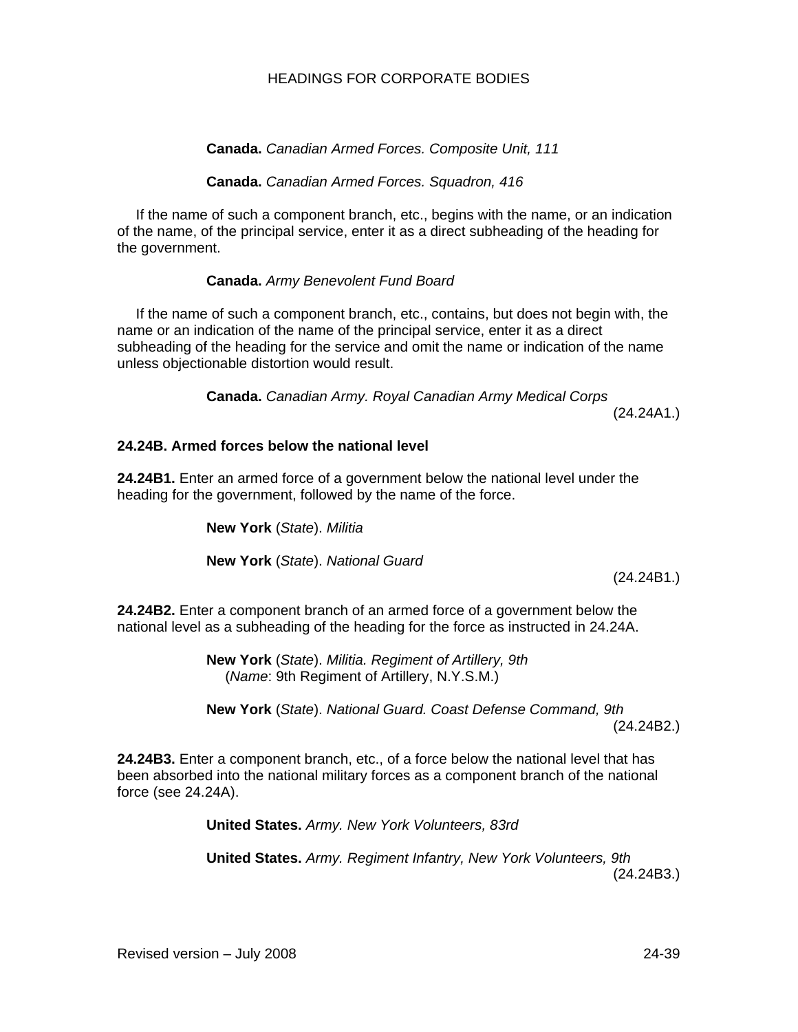**Canada.** *Canadian Armed Forces. Composite Unit, 111*

**Canada.** *Canadian Armed Forces. Squadron, 416*

If the name of such a component branch, etc., begins with the name, or an indication of the name, of the principal service, enter it as a direct subheading of the heading for the government.

**Canada.** *Army Benevolent Fund Board*

If the name of such a component branch, etc., contains, but does not begin with, the name or an indication of the name of the principal service, enter it as a direct subheading of the heading for the service and omit the name or indication of the name unless objectionable distortion would result.

**Canada.** *Canadian Army. Royal Canadian Army Medical Corps*

(24.24A1.)

**24.24B. Armed forces below the national level**

**24.24B1.** Enter an armed force of a government below the national level under the heading for the government, followed by the name of the force.

**New York** (*State*). *Militia*

**New York** (*State*). *National Guard*

(24.24B1.)

**24.24B2.** Enter a component branch of an armed force of a government below the national level as a subheading of the heading for the force as instructed in 24.24A.

**New York** (*State*). *Militia. Regiment of Artillery, 9th*
(*Name*: 9th Regiment of Artillery, N.Y.S.M.)

**New York** (*State*). *National Guard. Coast Defense Command, 9th*

(24.24B2.)

**24.24B3.** Enter a component branch, etc., of a force below the national level that has been absorbed into the national military forces as a component branch of the national force (see 24.24A).

**United States.** *Army. New York Volunteers, 83rd*

**United States.** *Army. Regiment Infantry, New York Volunteers, 9th*

(24.24B3.)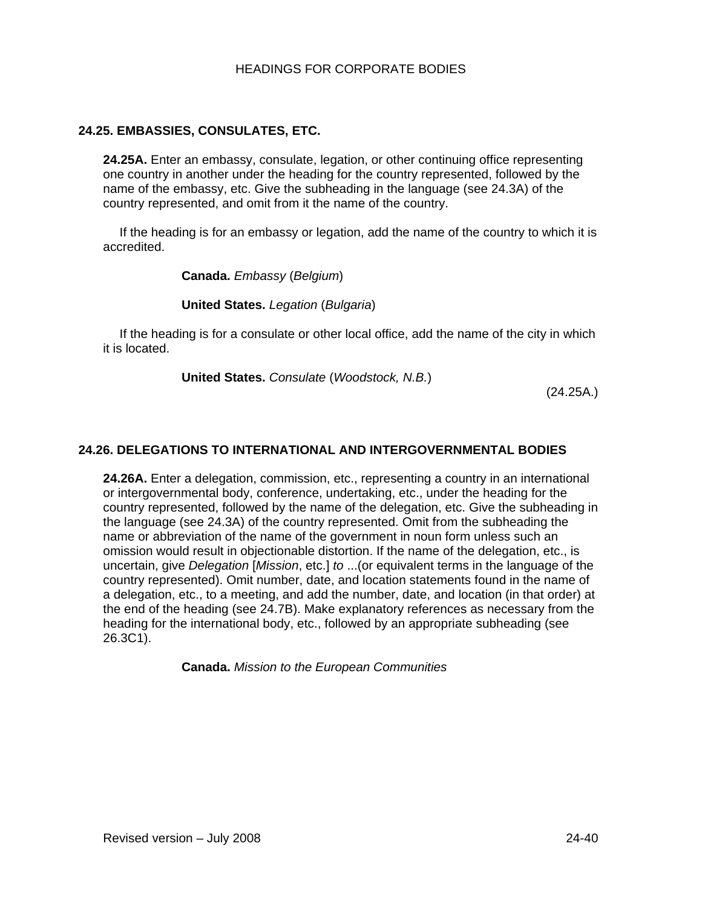## 24.25. EMBASSIES, CONSULATES, ETC.

**24.25A.** Enter an embassy, consulate, legation, or other continuing office representing one country in another under the heading for the country represented, followed by the name of the embassy, etc. Give the subheading in the language (see 24.3A) of the country represented, and omit from it the name of the country.

If the heading is for an embassy or legation, add the name of the country to which it is accredited.

> **Canada.** *Embassy* (*Belgium*)
>
> **United States.** *Legation* (*Bulgaria*)

If the heading is for a consulate or other local office, add the name of the city in which it is located.

> **United States.** *Consulate* (*Woodstock, N.B.*)

(24.25A.)

## 24.26. DELEGATIONS TO INTERNATIONAL AND INTERGOVERNMENTAL BODIES

**24.26A.** Enter a delegation, commission, etc., representing a country in an international or intergovernmental body, conference, undertaking, etc., under the heading for the country represented, followed by the name of the delegation, etc. Give the subheading in the language (see 24.3A) of the country represented. Omit from the subheading the name or abbreviation of the name of the government in noun form unless such an omission would result in objectionable distortion. If the name of the delegation, etc., is uncertain, give *Delegation* [*Mission*, etc.] *to* ...(or equivalent terms in the language of the country represented). Omit number, date, and location statements found in the name of a delegation, etc., to a meeting, and add the number, date, and location (in that order) at the end of the heading (see 24.7B). Make explanatory references as necessary from the heading for the international body, etc., followed by an appropriate subheading (see 26.3C1).

> **Canada.** *Mission to the European Communities*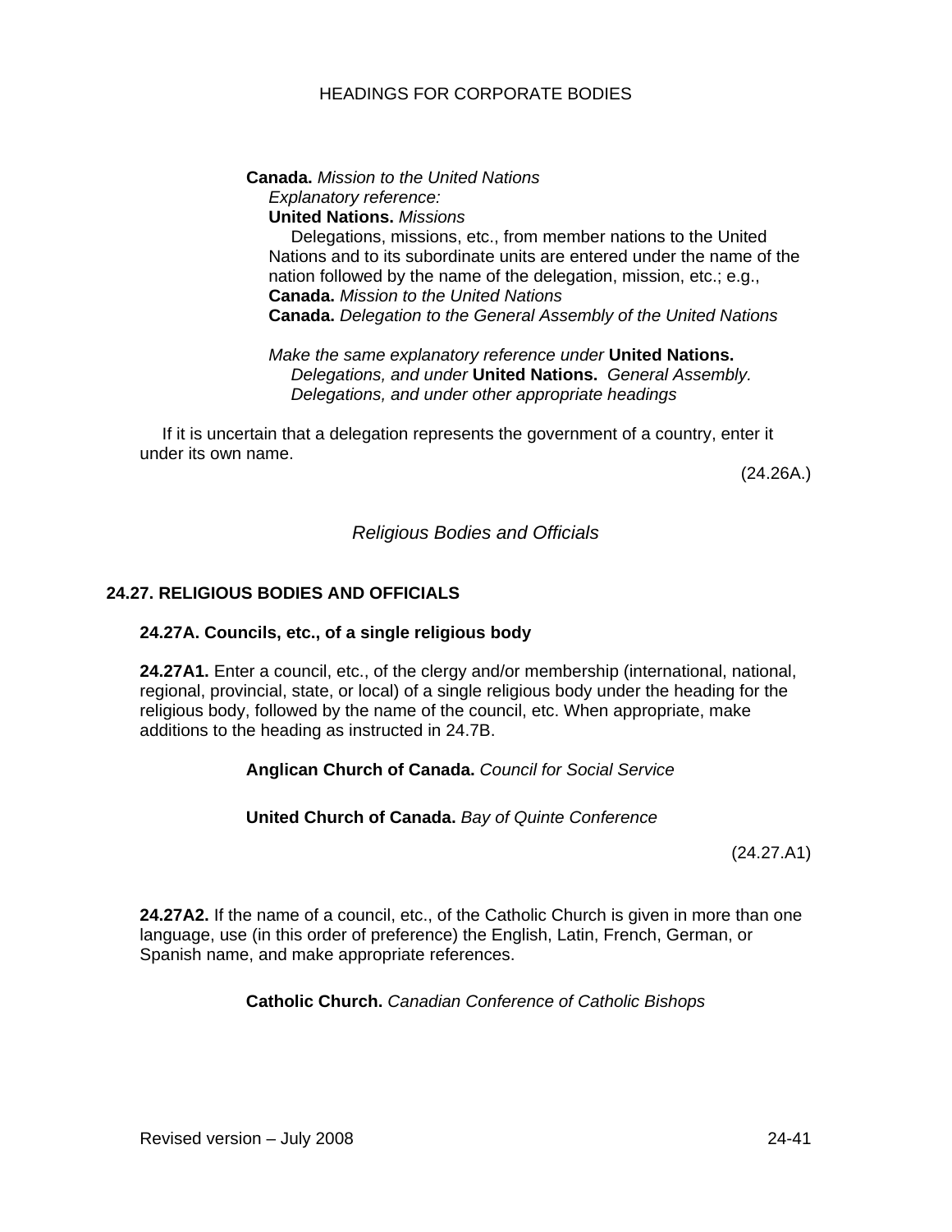**Canada.** *Mission to the United Nations*
*Explanatory reference:*
**United Nations.** *Missions*
Delegations, missions, etc., from member nations to the United Nations and to its subordinate units are entered under the name of the nation followed by the name of the delegation, mission, etc.; e.g.,
**Canada.** *Mission to the United Nations*
**Canada.** *Delegation to the General Assembly of the United Nations*

*Make the same explanatory reference under* **United Nations.** *Delegations, and under* **United Nations.** *General Assembly. Delegations, and under other appropriate headings*

If it is uncertain that a delegation represents the government of a country, enter it under its own name.

(24.26A.)

## *Religious Bodies and Officials*

### 24.27. RELIGIOUS BODIES AND OFFICIALS

#### 24.27A. Councils, etc., of a single religious body

**24.27A1.** Enter a council, etc., of the clergy and/or membership (international, national, regional, provincial, state, or local) of a single religious body under the heading for the religious body, followed by the name of the council, etc. When appropriate, make additions to the heading as instructed in 24.7B.

**Anglican Church of Canada.** *Council for Social Service*

**United Church of Canada.** *Bay of Quinte Conference*

(24.27.A1)

**24.27A2.** If the name of a council, etc., of the Catholic Church is given in more than one language, use (in this order of preference) the English, Latin, French, German, or Spanish name, and make appropriate references.

**Catholic Church.** *Canadian Conference of Catholic Bishops*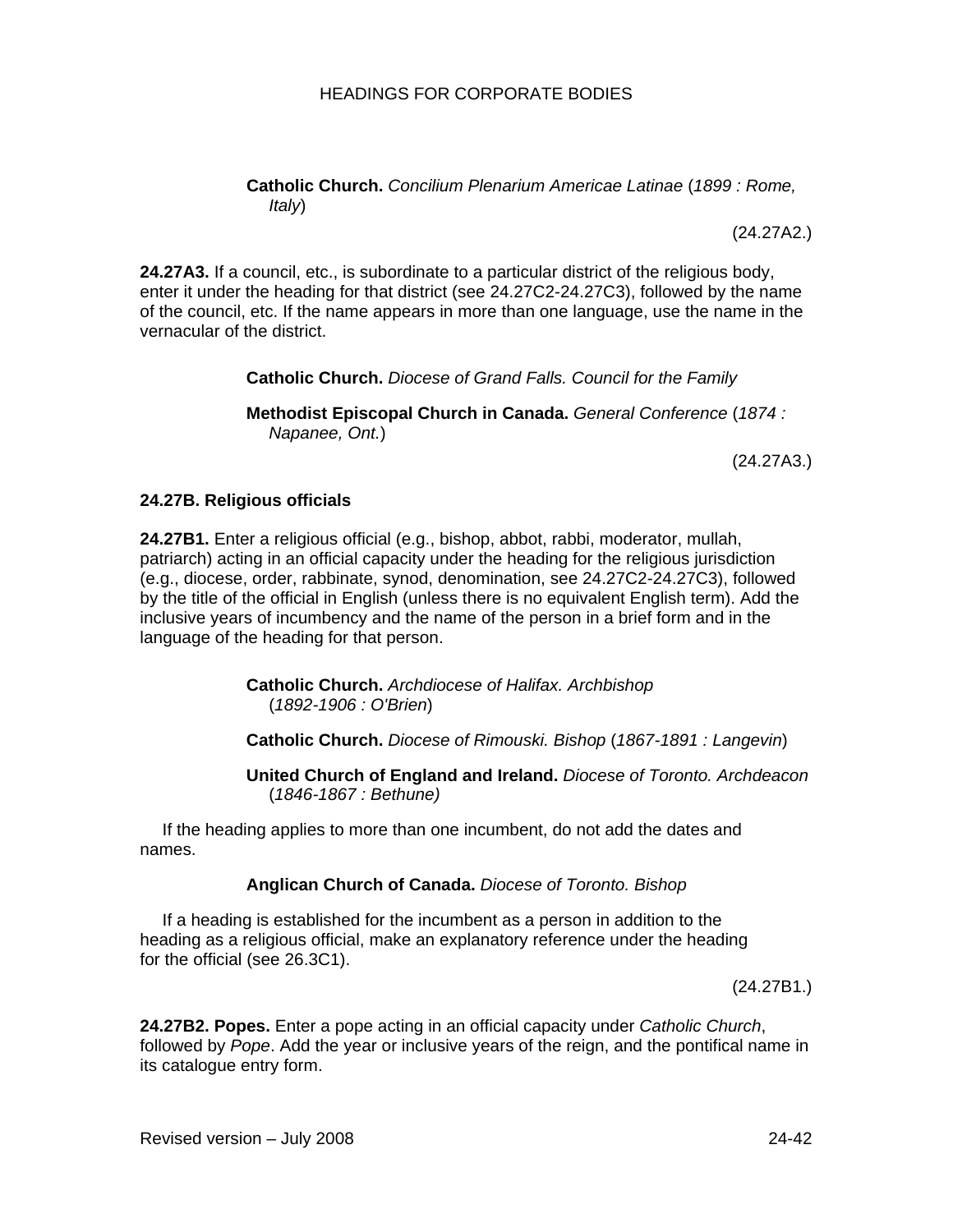**Catholic Church.** *Concilium Plenarium Americae Latinae* (*1899 : Rome, Italy*)

(24.27A2.)

**24.27A3.** If a council, etc., is subordinate to a particular district of the religious body, enter it under the heading for that district (see 24.27C2-24.27C3), followed by the name of the council, etc. If the name appears in more than one language, use the name in the vernacular of the district.

**Catholic Church.** *Diocese of Grand Falls. Council for the Family*

**Methodist Episcopal Church in Canada.** *General Conference* (*1874 : Napanee, Ont.*)

(24.27A3.)

**24.27B. Religious officials**

**24.27B1.** Enter a religious official (e.g., bishop, abbot, rabbi, moderator, mullah, patriarch) acting in an official capacity under the heading for the religious jurisdiction (e.g., diocese, order, rabbinate, synod, denomination, see 24.27C2-24.27C3), followed by the title of the official in English (unless there is no equivalent English term). Add the inclusive years of incumbency and the name of the person in a brief form and in the language of the heading for that person.

**Catholic Church.** *Archdiocese of Halifax. Archbishop* (*1892-1906 : O'Brien*)

**Catholic Church.** *Diocese of Rimouski. Bishop* (*1867-1891 : Langevin*)

**United Church of England and Ireland.** *Diocese of Toronto. Archdeacon* (*1846-1867 : Bethune)*

If the heading applies to more than one incumbent, do not add the dates and names.

**Anglican Church of Canada.** *Diocese of Toronto. Bishop*

If a heading is established for the incumbent as a person in addition to the heading as a religious official, make an explanatory reference under the heading for the official (see 26.3C1).

(24.27B1.)

**24.27B2. Popes.** Enter a pope acting in an official capacity under *Catholic Church*, followed by *Pope*. Add the year or inclusive years of the reign, and the pontifical name in its catalogue entry form.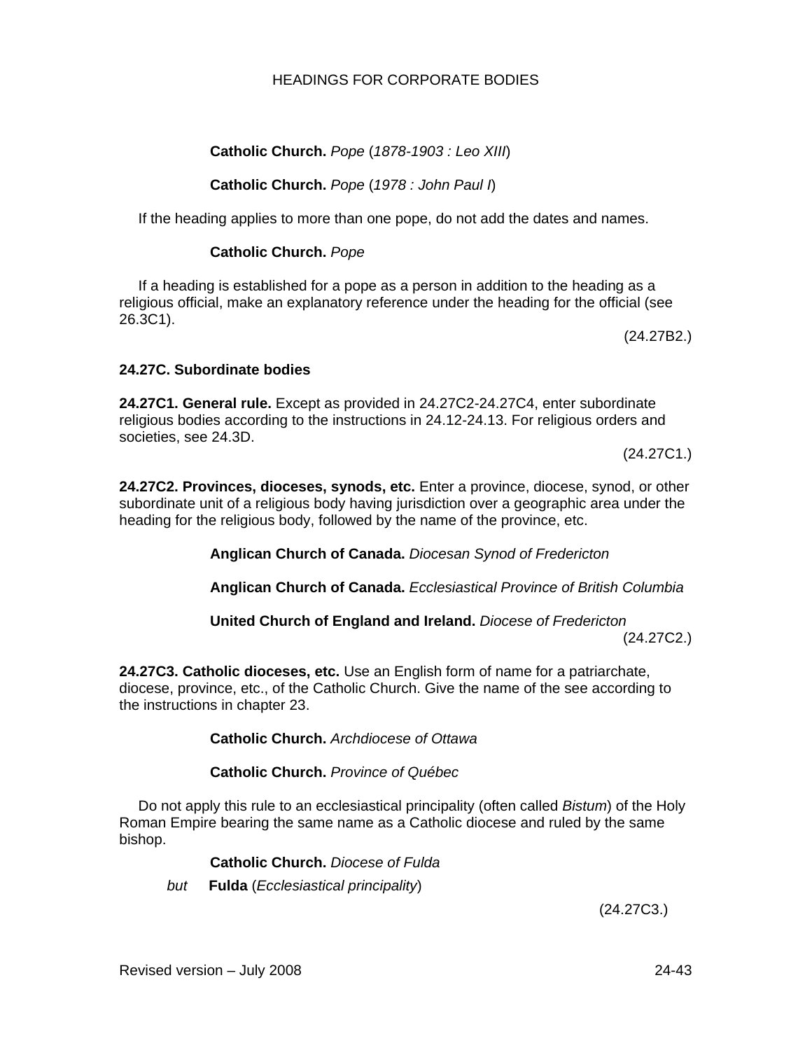**Catholic Church.** *Pope* (*1878-1903 : Leo XIII*)

**Catholic Church.** *Pope* (*1978 : John Paul I*)

If the heading applies to more than one pope, do not add the dates and names.

**Catholic Church.** *Pope*

If a heading is established for a pope as a person in addition to the heading as a religious official, make an explanatory reference under the heading for the official (see 26.3C1).

(24.27B2.)

**24.27C. Subordinate bodies**

**24.27C1. General rule.** Except as provided in 24.27C2-24.27C4, enter subordinate religious bodies according to the instructions in 24.12-24.13. For religious orders and societies, see 24.3D.

(24.27C1.)

**24.27C2. Provinces, dioceses, synods, etc.** Enter a province, diocese, synod, or other subordinate unit of a religious body having jurisdiction over a geographic area under the heading for the religious body, followed by the name of the province, etc.

**Anglican Church of Canada.** *Diocesan Synod of Fredericton*

**Anglican Church of Canada.** *Ecclesiastical Province of British Columbia*

**United Church of England and Ireland.** *Diocese of Fredericton*

(24.27C2.)

**24.27C3. Catholic dioceses, etc.** Use an English form of name for a patriarchate, diocese, province, etc., of the Catholic Church. Give the name of the see according to the instructions in chapter 23.

**Catholic Church.** *Archdiocese of Ottawa*

**Catholic Church.** *Province of Québec*

Do not apply this rule to an ecclesiastical principality (often called *Bistum*) of the Holy Roman Empire bearing the same name as a Catholic diocese and ruled by the same bishop.

**Catholic Church.** *Diocese of Fulda*

*but* **Fulda** (*Ecclesiastical principality*)

(24.27C3.)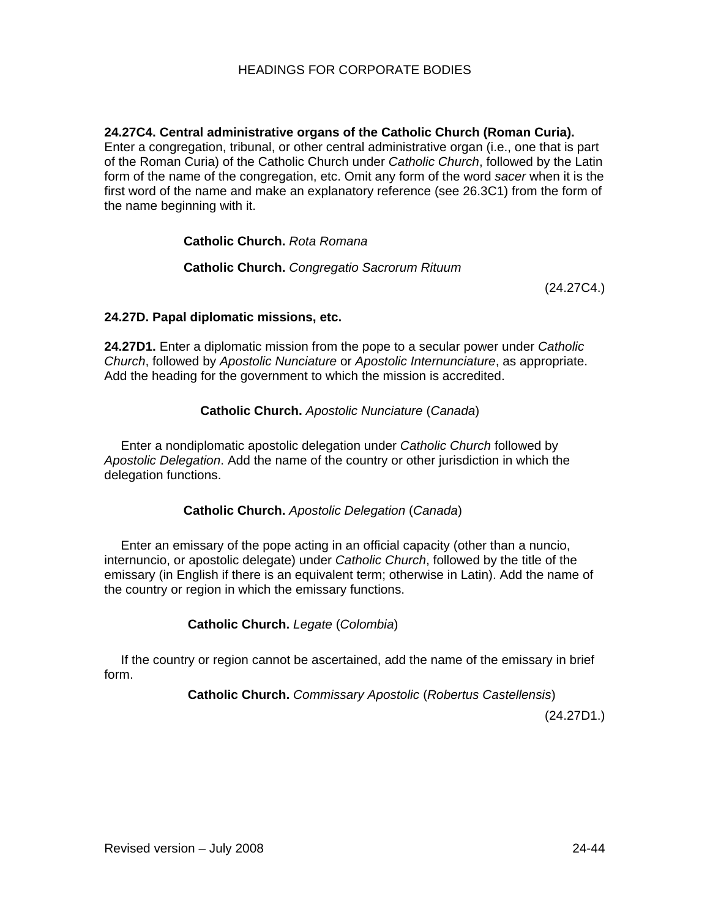**24.27C4. Central administrative organs of the Catholic Church (Roman Curia).** Enter a congregation, tribunal, or other central administrative organ (i.e., one that is part of the Roman Curia) of the Catholic Church under *Catholic Church*, followed by the Latin form of the name of the congregation, etc. Omit any form of the word *sacer* when it is the first word of the name and make an explanatory reference (see 26.3C1) from the form of the name beginning with it.

> **Catholic Church.** *Rota Romana*
>
> **Catholic Church.** *Congregatio Sacrorum Rituum*

(24.27C4.)

**24.27D. Papal diplomatic missions, etc.**

**24.27D1.** Enter a diplomatic mission from the pope to a secular power under *Catholic Church*, followed by *Apostolic Nunciature* or *Apostolic Internunciature*, as appropriate. Add the heading for the government to which the mission is accredited.

> **Catholic Church.** *Apostolic Nunciature* (*Canada*)

Enter a nondiplomatic apostolic delegation under *Catholic Church* followed by *Apostolic Delegation*. Add the name of the country or other jurisdiction in which the delegation functions.

> **Catholic Church.** *Apostolic Delegation* (*Canada*)

Enter an emissary of the pope acting in an official capacity (other than a nuncio, internuncio, or apostolic delegate) under *Catholic Church*, followed by the title of the emissary (in English if there is an equivalent term; otherwise in Latin). Add the name of the country or region in which the emissary functions.

> **Catholic Church.** *Legate* (*Colombia*)

If the country or region cannot be ascertained, add the name of the emissary in brief form.

> **Catholic Church.** *Commissary Apostolic* (*Robertus Castellensis*)

(24.27D1.)